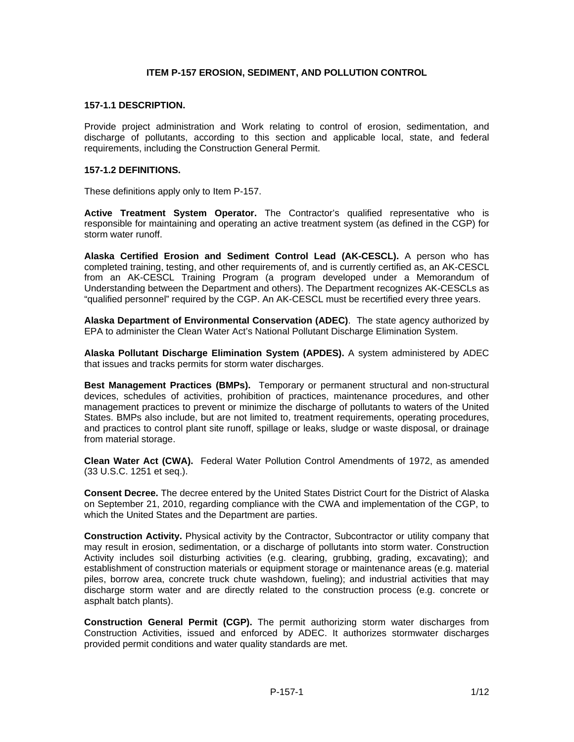# ITEM P-157 EROSION, SEDIMENT, AND POLLUTION CONTROL

## 157-1.1 DESCRIPTION.

Provide project administration and Work relating to control of erosion, sedimentation, and discharge of pollutants, according to this section and applicable local, state, and federal requirements, including the Construction General Permit.

## 157-1.2 DEFINITIONS.

These definitions apply only to Item P-157.

**Active Treatment System Operator.** The Contractor's qualified representative who is responsible for maintaining and operating an active treatment system (as defined in the CGP) for storm water runoff.

**Alaska Certified Erosion and Sediment Control Lead (AK-CESCL).** A person who has completed training, testing, and other requirements of, and is currently certified as, an AK-CESCL from an AK-CESCL Training Program (a program developed under a Memorandum of Understanding between the Department and others). The Department recognizes AK-CESCLs as "qualified personnel" required by the CGP. An AK-CESCL must be recertified every three years.

**Alaska Department of Environmental Conservation (ADEC)**. The state agency authorized by EPA to administer the Clean Water Act's National Pollutant Discharge Elimination System.

**Alaska Pollutant Discharge Elimination System (APDES).** A system administered by ADEC that issues and tracks permits for storm water discharges.

**Best Management Practices (BMPs).** Temporary or permanent structural and non-structural devices, schedules of activities, prohibition of practices, maintenance procedures, and other management practices to prevent or minimize the discharge of pollutants to waters of the United States. BMPs also include, but are not limited to, treatment requirements, operating procedures, and practices to control plant site runoff, spillage or leaks, sludge or waste disposal, or drainage from material storage.

**Clean Water Act (CWA).** Federal Water Pollution Control Amendments of 1972, as amended (33 U.S.C. 1251 et seq.).

**Consent Decree.** The decree entered by the United States District Court for the District of Alaska on September 21, 2010, regarding compliance with the CWA and implementation of the CGP, to which the United States and the Department are parties.

**Construction Activity.** Physical activity by the Contractor, Subcontractor or utility company that may result in erosion, sedimentation, or a discharge of pollutants into storm water. Construction Activity includes soil disturbing activities (e.g. clearing, grubbing, grading, excavating); and establishment of construction materials or equipment storage or maintenance areas (e.g. material piles, borrow area, concrete truck chute washdown, fueling); and industrial activities that may discharge storm water and are directly related to the construction process (e.g. concrete or asphalt batch plants).

**Construction General Permit (CGP).** The permit authorizing storm water discharges from Construction Activities, issued and enforced by ADEC. It authorizes stormwater discharges provided permit conditions and water quality standards are met.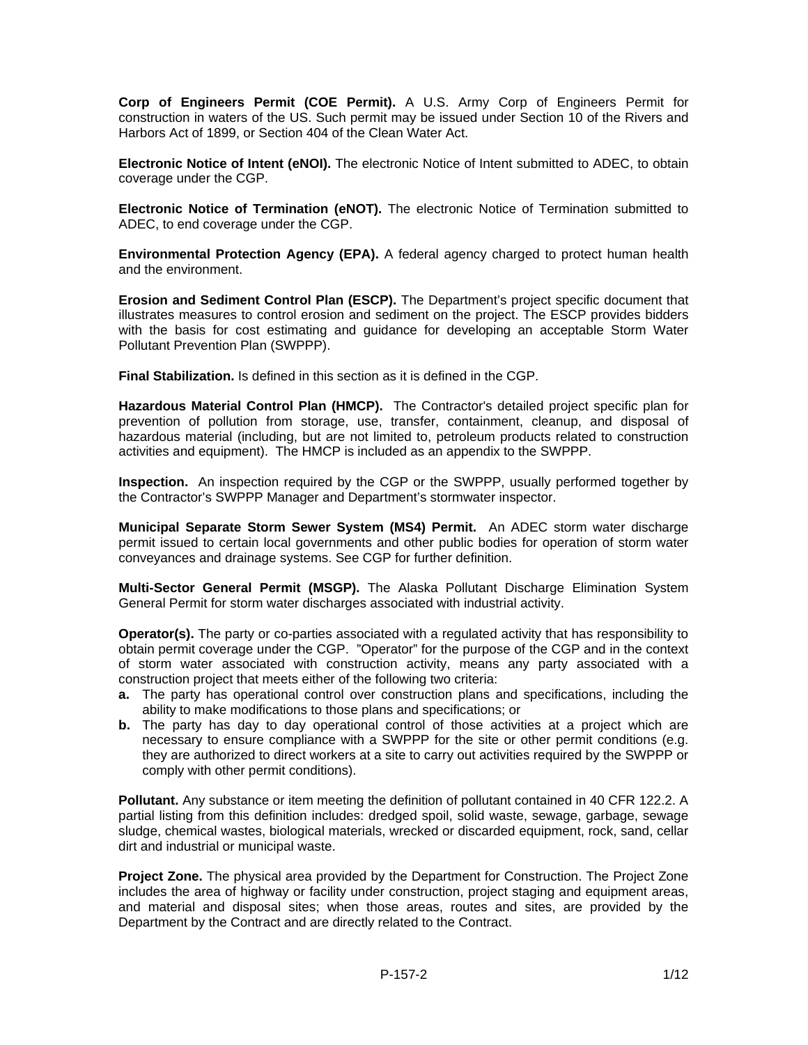**Corp of Engineers Permit (COE Permit).** A U.S. Army Corp of Engineers Permit for construction in waters of the US. Such permit may be issued under Section 10 of the Rivers and Harbors Act of 1899, or Section 404 of the Clean Water Act.

**Electronic Notice of Intent (eNOI).** The electronic Notice of Intent submitted to ADEC, to obtain coverage under the CGP.

**Electronic Notice of Termination (eNOT).** The electronic Notice of Termination submitted to ADEC, to end coverage under the CGP.

**Environmental Protection Agency (EPA).** A federal agency charged to protect human health and the environment.

**Erosion and Sediment Control Plan (ESCP).** The Department's project specific document that illustrates measures to control erosion and sediment on the project. The ESCP provides bidders with the basis for cost estimating and guidance for developing an acceptable Storm Water Pollutant Prevention Plan (SWPPP).

**Final Stabilization.** Is defined in this section as it is defined in the CGP.

**Hazardous Material Control Plan (HMCP).** The Contractor's detailed project specific plan for prevention of pollution from storage, use, transfer, containment, cleanup, and disposal of hazardous material (including, but are not limited to, petroleum products related to construction activities and equipment). The HMCP is included as an appendix to the SWPPP.

**Inspection.** An inspection required by the CGP or the SWPPP, usually performed together by the Contractor's SWPPP Manager and Department's stormwater inspector.

**Municipal Separate Storm Sewer System (MS4) Permit.** An ADEC storm water discharge permit issued to certain local governments and other public bodies for operation of storm water conveyances and drainage systems. See CGP for further definition.

**Multi-Sector General Permit (MSGP).** The Alaska Pollutant Discharge Elimination System General Permit for storm water discharges associated with industrial activity.

**Operator(s).** The party or co-parties associated with a regulated activity that has responsibility to obtain permit coverage under the CGP. "Operator" for the purpose of the CGP and in the context of storm water associated with construction activity, means any party associated with a construction project that meets either of the following two criteria:

**a.** The party has operational control over construction plans and specifications, including the ability to make modifications to those plans and specifications; or

**b.** The party has day to day operational control of those activities at a project which are necessary to ensure compliance with a SWPPP for the site or other permit conditions (e.g. they are authorized to direct workers at a site to carry out activities required by the SWPPP or comply with other permit conditions).

**Pollutant.** Any substance or item meeting the definition of pollutant contained in 40 CFR 122.2. A partial listing from this definition includes: dredged spoil, solid waste, sewage, garbage, sewage sludge, chemical wastes, biological materials, wrecked or discarded equipment, rock, sand, cellar dirt and industrial or municipal waste.

**Project Zone.** The physical area provided by the Department for Construction. The Project Zone includes the area of highway or facility under construction, project staging and equipment areas, and material and disposal sites; when those areas, routes and sites, are provided by the Department by the Contract and are directly related to the Contract.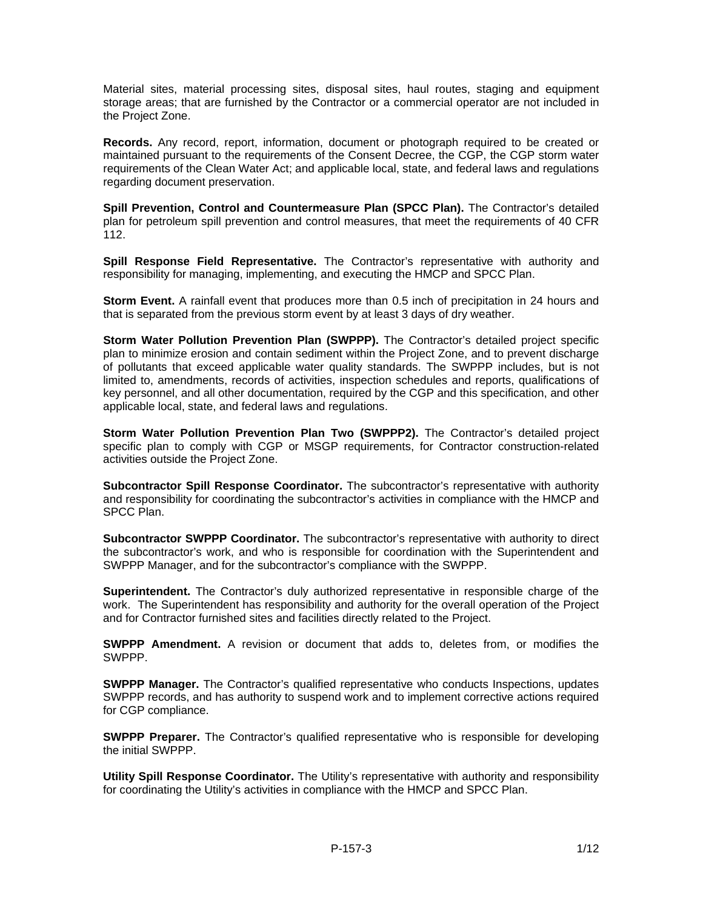Material sites, material processing sites, disposal sites, haul routes, staging and equipment storage areas; that are furnished by the Contractor or a commercial operator are not included in the Project Zone.

**Records.** Any record, report, information, document or photograph required to be created or maintained pursuant to the requirements of the Consent Decree, the CGP, the CGP storm water requirements of the Clean Water Act; and applicable local, state, and federal laws and regulations regarding document preservation.

**Spill Prevention, Control and Countermeasure Plan (SPCC Plan).** The Contractor's detailed plan for petroleum spill prevention and control measures, that meet the requirements of 40 CFR 112.

**Spill Response Field Representative.** The Contractor's representative with authority and responsibility for managing, implementing, and executing the HMCP and SPCC Plan.

**Storm Event.** A rainfall event that produces more than 0.5 inch of precipitation in 24 hours and that is separated from the previous storm event by at least 3 days of dry weather.

**Storm Water Pollution Prevention Plan (SWPPP).** The Contractor's detailed project specific plan to minimize erosion and contain sediment within the Project Zone, and to prevent discharge of pollutants that exceed applicable water quality standards. The SWPPP includes, but is not limited to, amendments, records of activities, inspection schedules and reports, qualifications of key personnel, and all other documentation, required by the CGP and this specification, and other applicable local, state, and federal laws and regulations.

**Storm Water Pollution Prevention Plan Two (SWPPP2).** The Contractor's detailed project specific plan to comply with CGP or MSGP requirements, for Contractor construction-related activities outside the Project Zone.

**Subcontractor Spill Response Coordinator.** The subcontractor's representative with authority and responsibility for coordinating the subcontractor's activities in compliance with the HMCP and SPCC Plan.

**Subcontractor SWPPP Coordinator.** The subcontractor's representative with authority to direct the subcontractor's work, and who is responsible for coordination with the Superintendent and SWPPP Manager, and for the subcontractor's compliance with the SWPPP.

**Superintendent.** The Contractor's duly authorized representative in responsible charge of the work. The Superintendent has responsibility and authority for the overall operation of the Project and for Contractor furnished sites and facilities directly related to the Project.

**SWPPP Amendment.** A revision or document that adds to, deletes from, or modifies the SWPPP.

**SWPPP Manager.** The Contractor's qualified representative who conducts Inspections, updates SWPPP records, and has authority to suspend work and to implement corrective actions required for CGP compliance.

**SWPPP Preparer.** The Contractor's qualified representative who is responsible for developing the initial SWPPP.

**Utility Spill Response Coordinator.** The Utility's representative with authority and responsibility for coordinating the Utility's activities in compliance with the HMCP and SPCC Plan.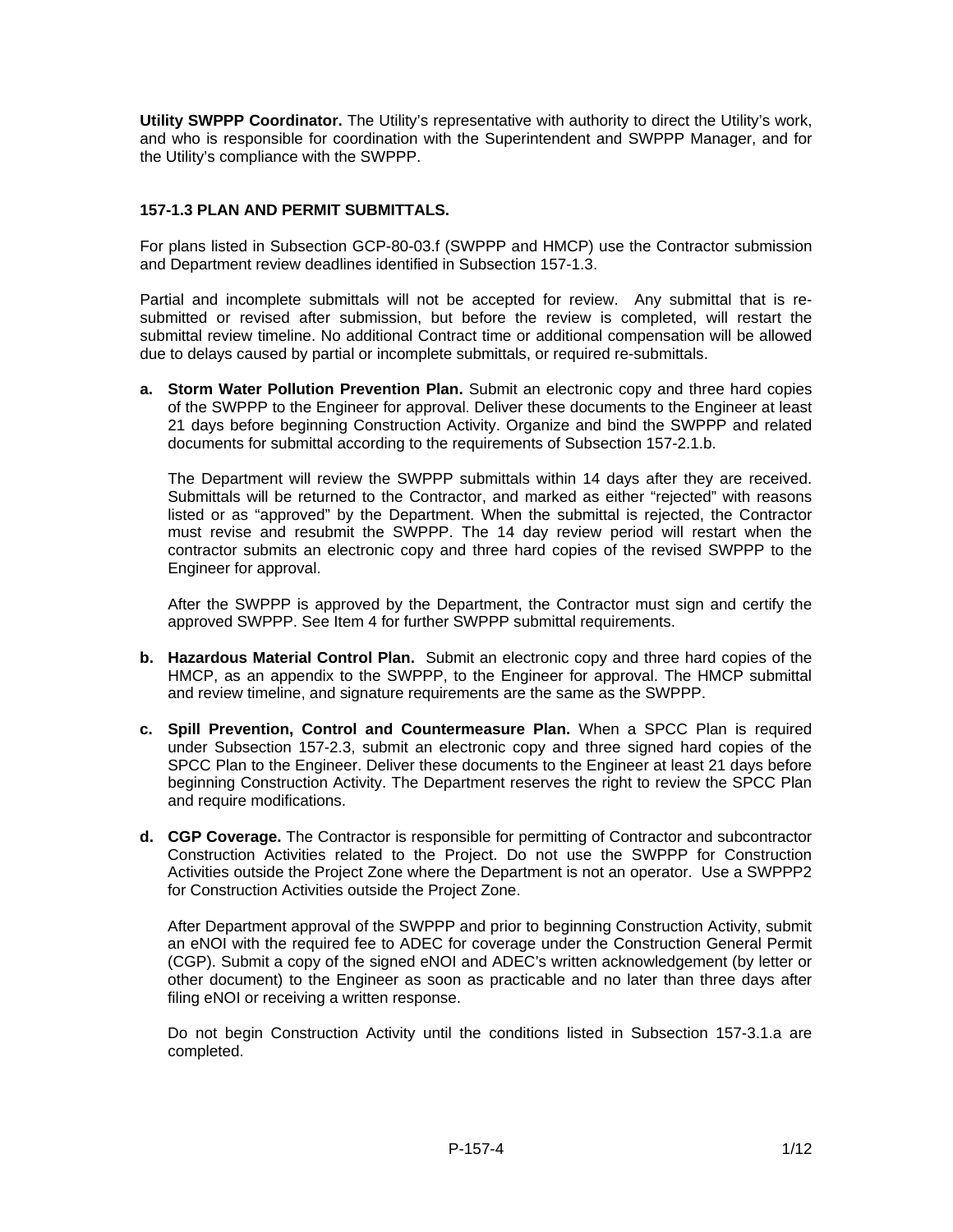**Utility SWPPP Coordinator.** The Utility's representative with authority to direct the Utility's work, and who is responsible for coordination with the Superintendent and SWPPP Manager, and for the Utility's compliance with the SWPPP.

### 157-1.3 PLAN AND PERMIT SUBMITTALS.

For plans listed in Subsection GCP-80-03.f (SWPPP and HMCP) use the Contractor submission and Department review deadlines identified in Subsection 157-1.3.

Partial and incomplete submittals will not be accepted for review. Any submittal that is re-submitted or revised after submission, but before the review is completed, will restart the submittal review timeline. No additional Contract time or additional compensation will be allowed due to delays caused by partial or incomplete submittals, or required re-submittals.

**a. Storm Water Pollution Prevention Plan.** Submit an electronic copy and three hard copies of the SWPPP to the Engineer for approval. Deliver these documents to the Engineer at least 21 days before beginning Construction Activity. Organize and bind the SWPPP and related documents for submittal according to the requirements of Subsection 157-2.1.b.

The Department will review the SWPPP submittals within 14 days after they are received. Submittals will be returned to the Contractor, and marked as either "rejected" with reasons listed or as "approved" by the Department. When the submittal is rejected, the Contractor must revise and resubmit the SWPPP. The 14 day review period will restart when the contractor submits an electronic copy and three hard copies of the revised SWPPP to the Engineer for approval.

After the SWPPP is approved by the Department, the Contractor must sign and certify the approved SWPPP. See Item 4 for further SWPPP submittal requirements.

**b. Hazardous Material Control Plan.** Submit an electronic copy and three hard copies of the HMCP, as an appendix to the SWPPP, to the Engineer for approval. The HMCP submittal and review timeline, and signature requirements are the same as the SWPPP.

**c. Spill Prevention, Control and Countermeasure Plan.** When a SPCC Plan is required under Subsection 157-2.3, submit an electronic copy and three signed hard copies of the SPCC Plan to the Engineer. Deliver these documents to the Engineer at least 21 days before beginning Construction Activity. The Department reserves the right to review the SPCC Plan and require modifications.

**d. CGP Coverage.** The Contractor is responsible for permitting of Contractor and subcontractor Construction Activities related to the Project. Do not use the SWPPP for Construction Activities outside the Project Zone where the Department is not an operator. Use a SWPPP2 for Construction Activities outside the Project Zone.

After Department approval of the SWPPP and prior to beginning Construction Activity, submit an eNOI with the required fee to ADEC for coverage under the Construction General Permit (CGP). Submit a copy of the signed eNOI and ADEC's written acknowledgement (by letter or other document) to the Engineer as soon as practicable and no later than three days after filing eNOI or receiving a written response.

Do not begin Construction Activity until the conditions listed in Subsection 157-3.1.a are completed.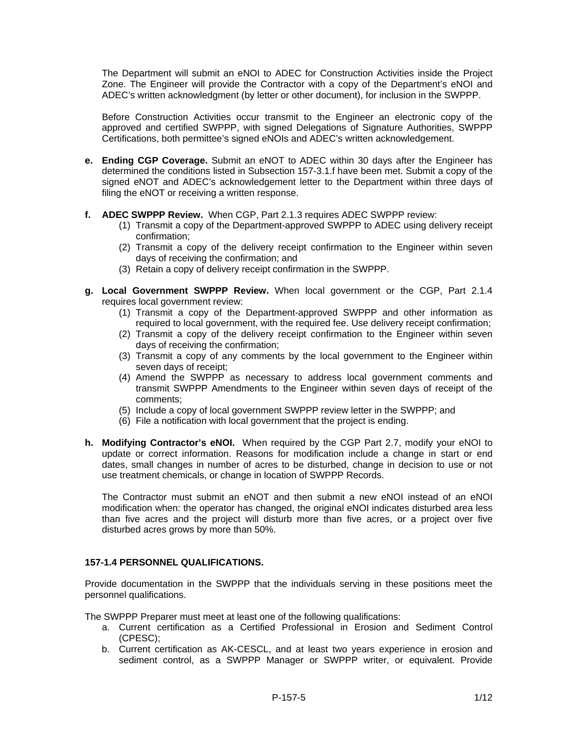The Department will submit an eNOI to ADEC for Construction Activities inside the Project Zone. The Engineer will provide the Contractor with a copy of the Department's eNOI and ADEC's written acknowledgment (by letter or other document), for inclusion in the SWPPP.

Before Construction Activities occur transmit to the Engineer an electronic copy of the approved and certified SWPPP, with signed Delegations of Signature Authorities, SWPPP Certifications, both permittee's signed eNOIs and ADEC's written acknowledgement.

**e. Ending CGP Coverage.** Submit an eNOT to ADEC within 30 days after the Engineer has determined the conditions listed in Subsection 157-3.1.f have been met. Submit a copy of the signed eNOT and ADEC's acknowledgement letter to the Department within three days of filing the eNOT or receiving a written response.

**f. ADEC SWPPP Review.** When CGP, Part 2.1.3 requires ADEC SWPPP review:

(1) Transmit a copy of the Department-approved SWPPP to ADEC using delivery receipt confirmation;
(2) Transmit a copy of the delivery receipt confirmation to the Engineer within seven days of receiving the confirmation; and
(3) Retain a copy of delivery receipt confirmation in the SWPPP.

**g. Local Government SWPPP Review.** When local government or the CGP, Part 2.1.4 requires local government review:

(1) Transmit a copy of the Department-approved SWPPP and other information as required to local government, with the required fee. Use delivery receipt confirmation;
(2) Transmit a copy of the delivery receipt confirmation to the Engineer within seven days of receiving the confirmation;
(3) Transmit a copy of any comments by the local government to the Engineer within seven days of receipt;
(4) Amend the SWPPP as necessary to address local government comments and transmit SWPPP Amendments to the Engineer within seven days of receipt of the comments;
(5) Include a copy of local government SWPPP review letter in the SWPPP; and
(6) File a notification with local government that the project is ending.

**h. Modifying Contractor's eNOI.** When required by the CGP Part 2.7, modify your eNOI to update or correct information. Reasons for modification include a change in start or end dates, small changes in number of acres to be disturbed, change in decision to use or not use treatment chemicals, or change in location of SWPPP Records.

The Contractor must submit an eNOT and then submit a new eNOI instead of an eNOI modification when: the operator has changed, the original eNOI indicates disturbed area less than five acres and the project will disturb more than five acres, or a project over five disturbed acres grows by more than 50%.

### 157-1.4 PERSONNEL QUALIFICATIONS.

Provide documentation in the SWPPP that the individuals serving in these positions meet the personnel qualifications.

The SWPPP Preparer must meet at least one of the following qualifications:

a. Current certification as a Certified Professional in Erosion and Sediment Control (CPESC);
b. Current certification as AK-CESCL, and at least two years experience in erosion and sediment control, as a SWPPP Manager or SWPPP writer, or equivalent. Provide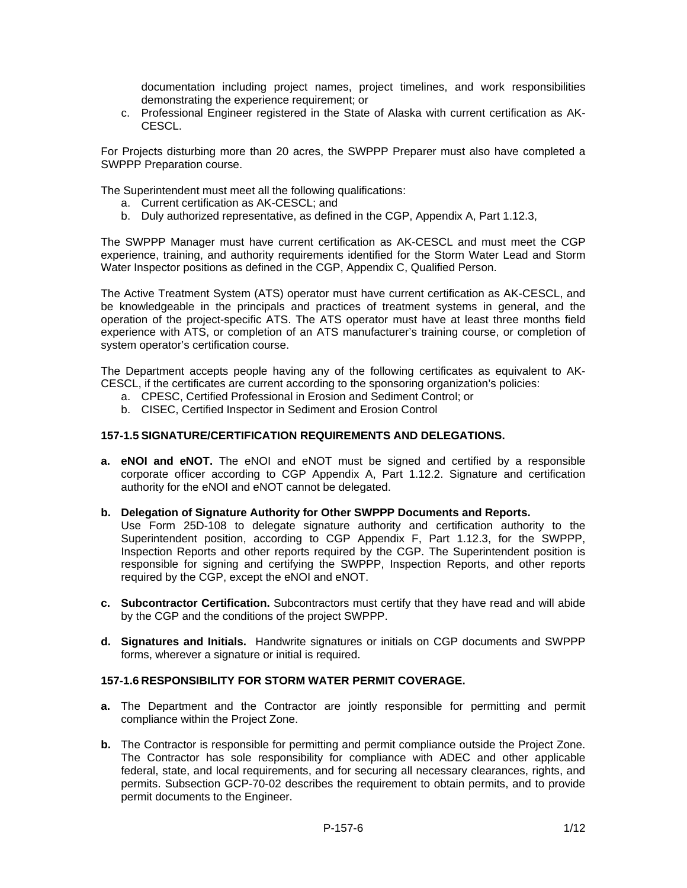documentation including project names, project timelines, and work responsibilities demonstrating the experience requirement; or

c. Professional Engineer registered in the State of Alaska with current certification as AK-CESCL.

For Projects disturbing more than 20 acres, the SWPPP Preparer must also have completed a SWPPP Preparation course.

The Superintendent must meet all the following qualifications:

a. Current certification as AK-CESCL; and
b. Duly authorized representative, as defined in the CGP, Appendix A, Part 1.12.3,

The SWPPP Manager must have current certification as AK-CESCL and must meet the CGP experience, training, and authority requirements identified for the Storm Water Lead and Storm Water Inspector positions as defined in the CGP, Appendix C, Qualified Person.

The Active Treatment System (ATS) operator must have current certification as AK-CESCL, and be knowledgeable in the principals and practices of treatment systems in general, and the operation of the project-specific ATS. The ATS operator must have at least three months field experience with ATS, or completion of an ATS manufacturer's training course, or completion of system operator's certification course.

The Department accepts people having any of the following certificates as equivalent to AK-CESCL, if the certificates are current according to the sponsoring organization's policies:

a. CPESC, Certified Professional in Erosion and Sediment Control; or
b. CISEC, Certified Inspector in Sediment and Erosion Control

### 157-1.5 SIGNATURE/CERTIFICATION REQUIREMENTS AND DELEGATIONS.

**a. eNOI and eNOT.** The eNOI and eNOT must be signed and certified by a responsible corporate officer according to CGP Appendix A, Part 1.12.2. Signature and certification authority for the eNOI and eNOT cannot be delegated.

**b. Delegation of Signature Authority for Other SWPPP Documents and Reports.** Use Form 25D-108 to delegate signature authority and certification authority to the Superintendent position, according to CGP Appendix F, Part 1.12.3, for the SWPPP, Inspection Reports and other reports required by the CGP. The Superintendent position is responsible for signing and certifying the SWPPP, Inspection Reports, and other reports required by the CGP, except the eNOI and eNOT.

**c. Subcontractor Certification.** Subcontractors must certify that they have read and will abide by the CGP and the conditions of the project SWPPP.

**d. Signatures and Initials.** Handwrite signatures or initials on CGP documents and SWPPP forms, wherever a signature or initial is required.

### 157-1.6 RESPONSIBILITY FOR STORM WATER PERMIT COVERAGE.

**a.** The Department and the Contractor are jointly responsible for permitting and permit compliance within the Project Zone.

**b.** The Contractor is responsible for permitting and permit compliance outside the Project Zone. The Contractor has sole responsibility for compliance with ADEC and other applicable federal, state, and local requirements, and for securing all necessary clearances, rights, and permits. Subsection GCP-70-02 describes the requirement to obtain permits, and to provide permit documents to the Engineer.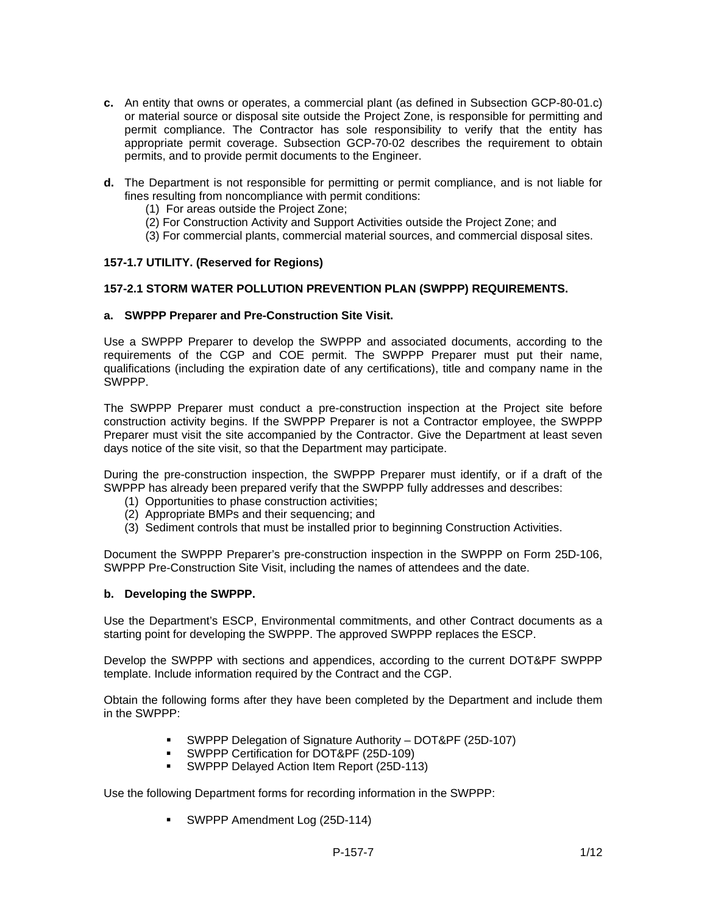**c.** An entity that owns or operates, a commercial plant (as defined in Subsection GCP-80-01.c) or material source or disposal site outside the Project Zone, is responsible for permitting and permit compliance. The Contractor has sole responsibility to verify that the entity has appropriate permit coverage. Subsection GCP-70-02 describes the requirement to obtain permits, and to provide permit documents to the Engineer.

**d.** The Department is not responsible for permitting or permit compliance, and is not liable for fines resulting from noncompliance with permit conditions:

(1) For areas outside the Project Zone;
(2) For Construction Activity and Support Activities outside the Project Zone; and
(3) For commercial plants, commercial material sources, and commercial disposal sites.

**157-1.7 UTILITY. (Reserved for Regions)**

**157-2.1 STORM WATER POLLUTION PREVENTION PLAN (SWPPP) REQUIREMENTS.**

**a. SWPPP Preparer and Pre-Construction Site Visit.**

Use a SWPPP Preparer to develop the SWPPP and associated documents, according to the requirements of the CGP and COE permit. The SWPPP Preparer must put their name, qualifications (including the expiration date of any certifications), title and company name in the SWPPP.

The SWPPP Preparer must conduct a pre-construction inspection at the Project site before construction activity begins. If the SWPPP Preparer is not a Contractor employee, the SWPPP Preparer must visit the site accompanied by the Contractor. Give the Department at least seven days notice of the site visit, so that the Department may participate.

During the pre-construction inspection, the SWPPP Preparer must identify, or if a draft of the SWPPP has already been prepared verify that the SWPPP fully addresses and describes:

(1) Opportunities to phase construction activities;
(2) Appropriate BMPs and their sequencing; and
(3) Sediment controls that must be installed prior to beginning Construction Activities.

Document the SWPPP Preparer's pre-construction inspection in the SWPPP on Form 25D-106, SWPPP Pre-Construction Site Visit, including the names of attendees and the date.

**b. Developing the SWPPP.**

Use the Department's ESCP, Environmental commitments, and other Contract documents as a starting point for developing the SWPPP. The approved SWPPP replaces the ESCP.

Develop the SWPPP with sections and appendices, according to the current DOT&PF SWPPP template. Include information required by the Contract and the CGP.

Obtain the following forms after they have been completed by the Department and include them in the SWPPP:

- SWPPP Delegation of Signature Authority – DOT&PF (25D-107)
- SWPPP Certification for DOT&PF (25D-109)
- SWPPP Delayed Action Item Report (25D-113)

Use the following Department forms for recording information in the SWPPP:

- SWPPP Amendment Log (25D-114)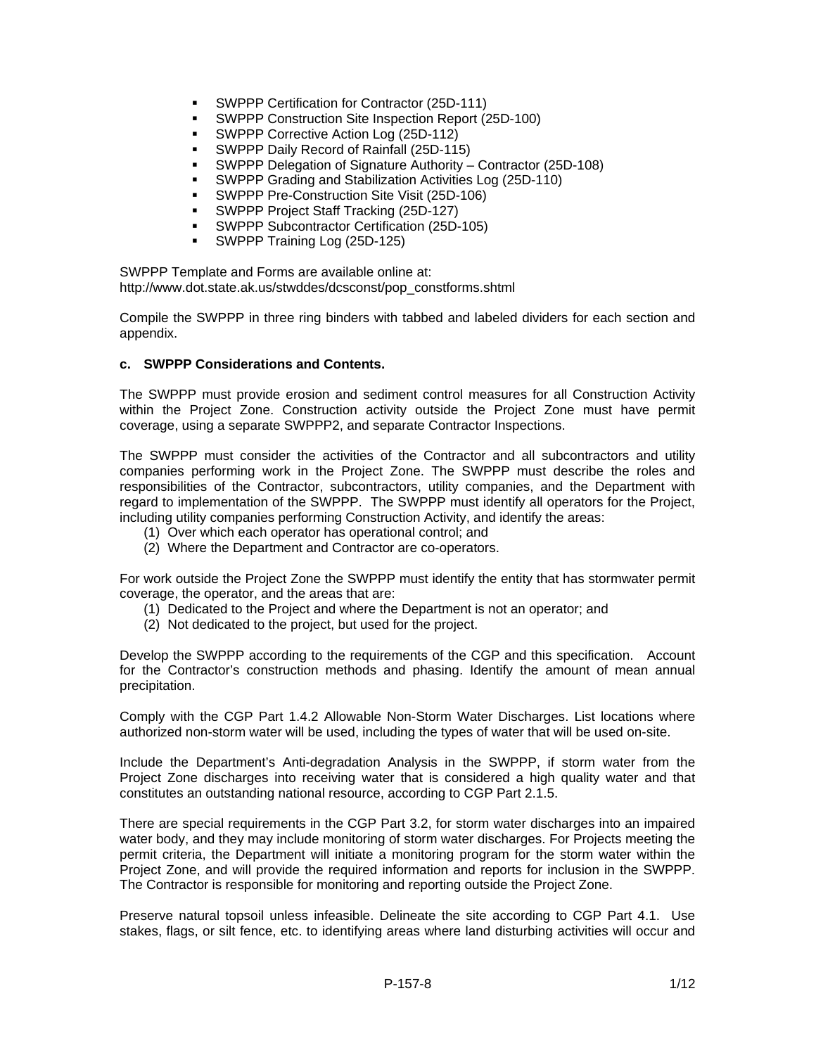- SWPPP Certification for Contractor (25D-111)
- SWPPP Construction Site Inspection Report (25D-100)
- SWPPP Corrective Action Log (25D-112)
- SWPPP Daily Record of Rainfall (25D-115)
- SWPPP Delegation of Signature Authority – Contractor (25D-108)
- SWPPP Grading and Stabilization Activities Log (25D-110)
- SWPPP Pre-Construction Site Visit (25D-106)
- SWPPP Project Staff Tracking (25D-127)
- SWPPP Subcontractor Certification (25D-105)
- SWPPP Training Log (25D-125)

SWPPP Template and Forms are available online at:
http://www.dot.state.ak.us/stwddes/dcsconst/pop_constforms.shtml

Compile the SWPPP in three ring binders with tabbed and labeled dividers for each section and appendix.

**c. SWPPP Considerations and Contents.**

The SWPPP must provide erosion and sediment control measures for all Construction Activity within the Project Zone. Construction activity outside the Project Zone must have permit coverage, using a separate SWPPP2, and separate Contractor Inspections.

The SWPPP must consider the activities of the Contractor and all subcontractors and utility companies performing work in the Project Zone. The SWPPP must describe the roles and responsibilities of the Contractor, subcontractors, utility companies, and the Department with regard to implementation of the SWPPP. The SWPPP must identify all operators for the Project, including utility companies performing Construction Activity, and identify the areas:

(1) Over which each operator has operational control; and
(2) Where the Department and Contractor are co-operators.

For work outside the Project Zone the SWPPP must identify the entity that has stormwater permit coverage, the operator, and the areas that are:

(1) Dedicated to the Project and where the Department is not an operator; and
(2) Not dedicated to the project, but used for the project.

Develop the SWPPP according to the requirements of the CGP and this specification. Account for the Contractor's construction methods and phasing. Identify the amount of mean annual precipitation.

Comply with the CGP Part 1.4.2 Allowable Non-Storm Water Discharges. List locations where authorized non-storm water will be used, including the types of water that will be used on-site.

Include the Department's Anti-degradation Analysis in the SWPPP, if storm water from the Project Zone discharges into receiving water that is considered a high quality water and that constitutes an outstanding national resource, according to CGP Part 2.1.5.

There are special requirements in the CGP Part 3.2, for storm water discharges into an impaired water body, and they may include monitoring of storm water discharges. For Projects meeting the permit criteria, the Department will initiate a monitoring program for the storm water within the Project Zone, and will provide the required information and reports for inclusion in the SWPPP. The Contractor is responsible for monitoring and reporting outside the Project Zone.

Preserve natural topsoil unless infeasible. Delineate the site according to CGP Part 4.1. Use stakes, flags, or silt fence, etc. to identifying areas where land disturbing activities will occur and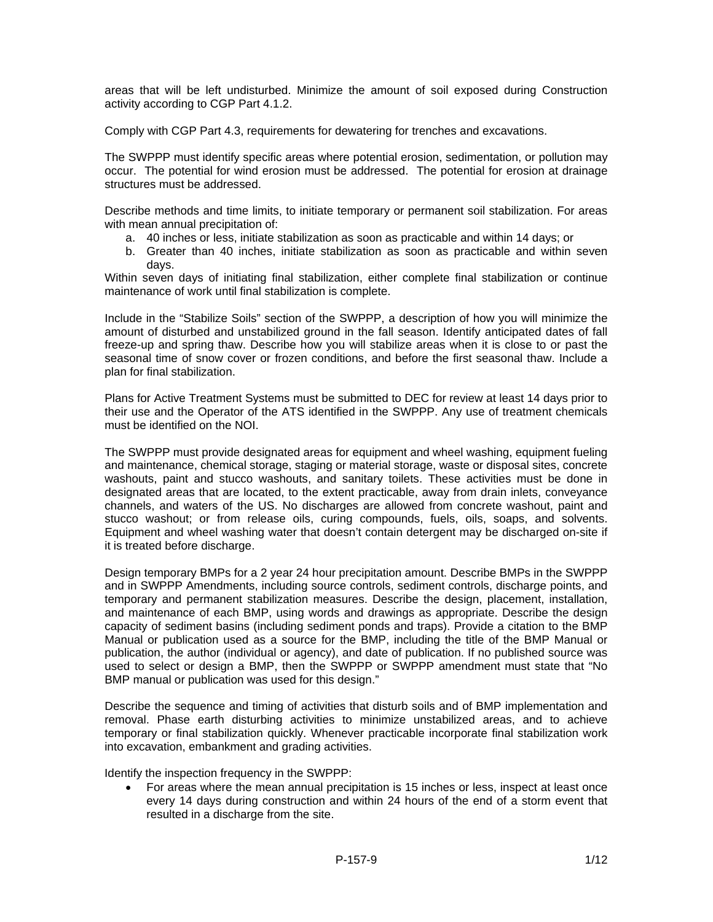areas that will be left undisturbed. Minimize the amount of soil exposed during Construction activity according to CGP Part 4.1.2.

Comply with CGP Part 4.3, requirements for dewatering for trenches and excavations.

The SWPPP must identify specific areas where potential erosion, sedimentation, or pollution may occur. The potential for wind erosion must be addressed. The potential for erosion at drainage structures must be addressed.

Describe methods and time limits, to initiate temporary or permanent soil stabilization. For areas with mean annual precipitation of:

a. 40 inches or less, initiate stabilization as soon as practicable and within 14 days; or
b. Greater than 40 inches, initiate stabilization as soon as practicable and within seven days.

Within seven days of initiating final stabilization, either complete final stabilization or continue maintenance of work until final stabilization is complete.

Include in the "Stabilize Soils" section of the SWPPP, a description of how you will minimize the amount of disturbed and unstabilized ground in the fall season. Identify anticipated dates of fall freeze-up and spring thaw. Describe how you will stabilize areas when it is close to or past the seasonal time of snow cover or frozen conditions, and before the first seasonal thaw. Include a plan for final stabilization.

Plans for Active Treatment Systems must be submitted to DEC for review at least 14 days prior to their use and the Operator of the ATS identified in the SWPPP. Any use of treatment chemicals must be identified on the NOI.

The SWPPP must provide designated areas for equipment and wheel washing, equipment fueling and maintenance, chemical storage, staging or material storage, waste or disposal sites, concrete washouts, paint and stucco washouts, and sanitary toilets. These activities must be done in designated areas that are located, to the extent practicable, away from drain inlets, conveyance channels, and waters of the US. No discharges are allowed from concrete washout, paint and stucco washout; or from release oils, curing compounds, fuels, oils, soaps, and solvents. Equipment and wheel washing water that doesn't contain detergent may be discharged on-site if it is treated before discharge.

Design temporary BMPs for a 2 year 24 hour precipitation amount. Describe BMPs in the SWPPP and in SWPPP Amendments, including source controls, sediment controls, discharge points, and temporary and permanent stabilization measures. Describe the design, placement, installation, and maintenance of each BMP, using words and drawings as appropriate. Describe the design capacity of sediment basins (including sediment ponds and traps). Provide a citation to the BMP Manual or publication used as a source for the BMP, including the title of the BMP Manual or publication, the author (individual or agency), and date of publication. If no published source was used to select or design a BMP, then the SWPPP or SWPPP amendment must state that "No BMP manual or publication was used for this design."

Describe the sequence and timing of activities that disturb soils and of BMP implementation and removal. Phase earth disturbing activities to minimize unstabilized areas, and to achieve temporary or final stabilization quickly. Whenever practicable incorporate final stabilization work into excavation, embankment and grading activities.

Identify the inspection frequency in the SWPPP:

- For areas where the mean annual precipitation is 15 inches or less, inspect at least once every 14 days during construction and within 24 hours of the end of a storm event that resulted in a discharge from the site.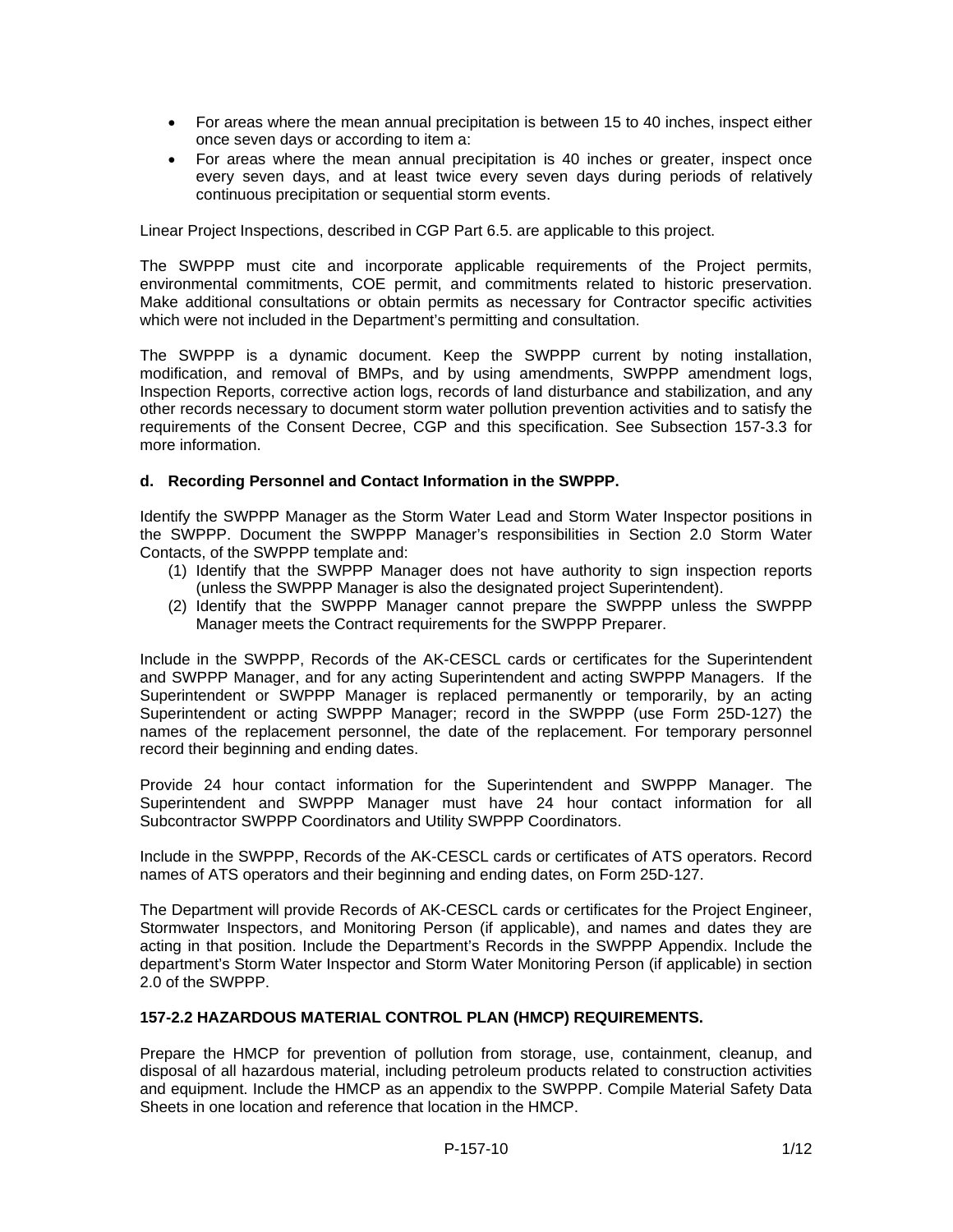- For areas where the mean annual precipitation is between 15 to 40 inches, inspect either once seven days or according to item a:
- For areas where the mean annual precipitation is 40 inches or greater, inspect once every seven days, and at least twice every seven days during periods of relatively continuous precipitation or sequential storm events.

Linear Project Inspections, described in CGP Part 6.5. are applicable to this project.

The SWPPP must cite and incorporate applicable requirements of the Project permits, environmental commitments, COE permit, and commitments related to historic preservation. Make additional consultations or obtain permits as necessary for Contractor specific activities which were not included in the Department's permitting and consultation.

The SWPPP is a dynamic document. Keep the SWPPP current by noting installation, modification, and removal of BMPs, and by using amendments, SWPPP amendment logs, Inspection Reports, corrective action logs, records of land disturbance and stabilization, and any other records necessary to document storm water pollution prevention activities and to satisfy the requirements of the Consent Decree, CGP and this specification. See Subsection 157-3.3 for more information.

**d. Recording Personnel and Contact Information in the SWPPP.**

Identify the SWPPP Manager as the Storm Water Lead and Storm Water Inspector positions in the SWPPP. Document the SWPPP Manager's responsibilities in Section 2.0 Storm Water Contacts, of the SWPPP template and:

(1) Identify that the SWPPP Manager does not have authority to sign inspection reports (unless the SWPPP Manager is also the designated project Superintendent).
(2) Identify that the SWPPP Manager cannot prepare the SWPPP unless the SWPPP Manager meets the Contract requirements for the SWPPP Preparer.

Include in the SWPPP, Records of the AK-CESCL cards or certificates for the Superintendent and SWPPP Manager, and for any acting Superintendent and acting SWPPP Managers. If the Superintendent or SWPPP Manager is replaced permanently or temporarily, by an acting Superintendent or acting SWPPP Manager; record in the SWPPP (use Form 25D-127) the names of the replacement personnel, the date of the replacement. For temporary personnel record their beginning and ending dates.

Provide 24 hour contact information for the Superintendent and SWPPP Manager. The Superintendent and SWPPP Manager must have 24 hour contact information for all Subcontractor SWPPP Coordinators and Utility SWPPP Coordinators.

Include in the SWPPP, Records of the AK-CESCL cards or certificates of ATS operators. Record names of ATS operators and their beginning and ending dates, on Form 25D-127.

The Department will provide Records of AK-CESCL cards or certificates for the Project Engineer, Stormwater Inspectors, and Monitoring Person (if applicable), and names and dates they are acting in that position. Include the Department's Records in the SWPPP Appendix. Include the department's Storm Water Inspector and Storm Water Monitoring Person (if applicable) in section 2.0 of the SWPPP.

**157-2.2 HAZARDOUS MATERIAL CONTROL PLAN (HMCP) REQUIREMENTS.**

Prepare the HMCP for prevention of pollution from storage, use, containment, cleanup, and disposal of all hazardous material, including petroleum products related to construction activities and equipment. Include the HMCP as an appendix to the SWPPP. Compile Material Safety Data Sheets in one location and reference that location in the HMCP.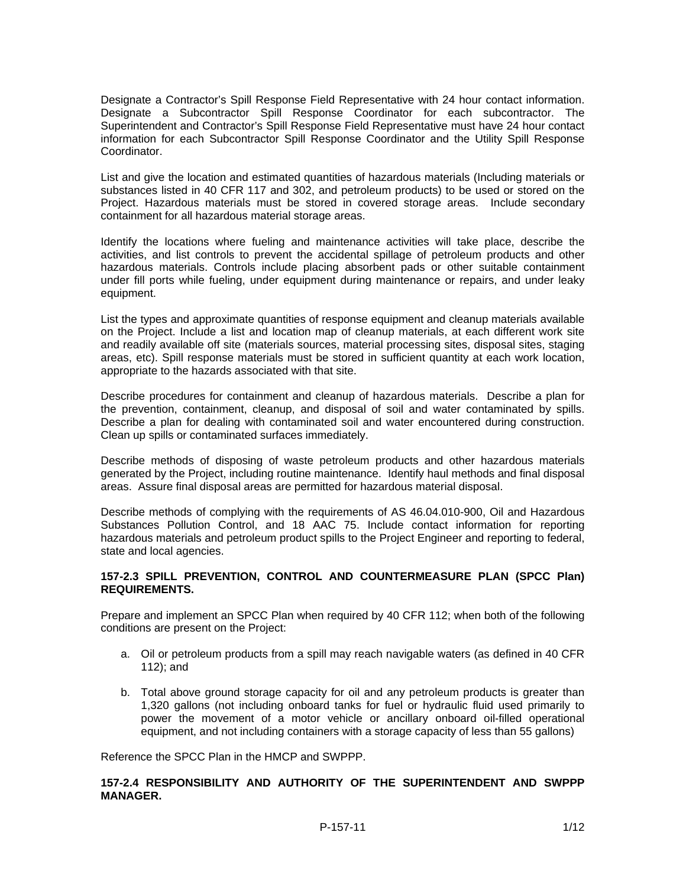Designate a Contractor's Spill Response Field Representative with 24 hour contact information. Designate a Subcontractor Spill Response Coordinator for each subcontractor. The Superintendent and Contractor's Spill Response Field Representative must have 24 hour contact information for each Subcontractor Spill Response Coordinator and the Utility Spill Response Coordinator.

List and give the location and estimated quantities of hazardous materials (Including materials or substances listed in 40 CFR 117 and 302, and petroleum products) to be used or stored on the Project. Hazardous materials must be stored in covered storage areas. Include secondary containment for all hazardous material storage areas.

Identify the locations where fueling and maintenance activities will take place, describe the activities, and list controls to prevent the accidental spillage of petroleum products and other hazardous materials. Controls include placing absorbent pads or other suitable containment under fill ports while fueling, under equipment during maintenance or repairs, and under leaky equipment.

List the types and approximate quantities of response equipment and cleanup materials available on the Project. Include a list and location map of cleanup materials, at each different work site and readily available off site (materials sources, material processing sites, disposal sites, staging areas, etc). Spill response materials must be stored in sufficient quantity at each work location, appropriate to the hazards associated with that site.

Describe procedures for containment and cleanup of hazardous materials. Describe a plan for the prevention, containment, cleanup, and disposal of soil and water contaminated by spills. Describe a plan for dealing with contaminated soil and water encountered during construction. Clean up spills or contaminated surfaces immediately.

Describe methods of disposing of waste petroleum products and other hazardous materials generated by the Project, including routine maintenance. Identify haul methods and final disposal areas. Assure final disposal areas are permitted for hazardous material disposal.

Describe methods of complying with the requirements of AS 46.04.010-900, Oil and Hazardous Substances Pollution Control, and 18 AAC 75. Include contact information for reporting hazardous materials and petroleum product spills to the Project Engineer and reporting to federal, state and local agencies.

**157-2.3 SPILL PREVENTION, CONTROL AND COUNTERMEASURE PLAN (SPCC Plan) REQUIREMENTS.**

Prepare and implement an SPCC Plan when required by 40 CFR 112; when both of the following conditions are present on the Project:

a. Oil or petroleum products from a spill may reach navigable waters (as defined in 40 CFR 112); and

b. Total above ground storage capacity for oil and any petroleum products is greater than 1,320 gallons (not including onboard tanks for fuel or hydraulic fluid used primarily to power the movement of a motor vehicle or ancillary onboard oil-filled operational equipment, and not including containers with a storage capacity of less than 55 gallons)

Reference the SPCC Plan in the HMCP and SWPPP.

**157-2.4 RESPONSIBILITY AND AUTHORITY OF THE SUPERINTENDENT AND SWPPP MANAGER.**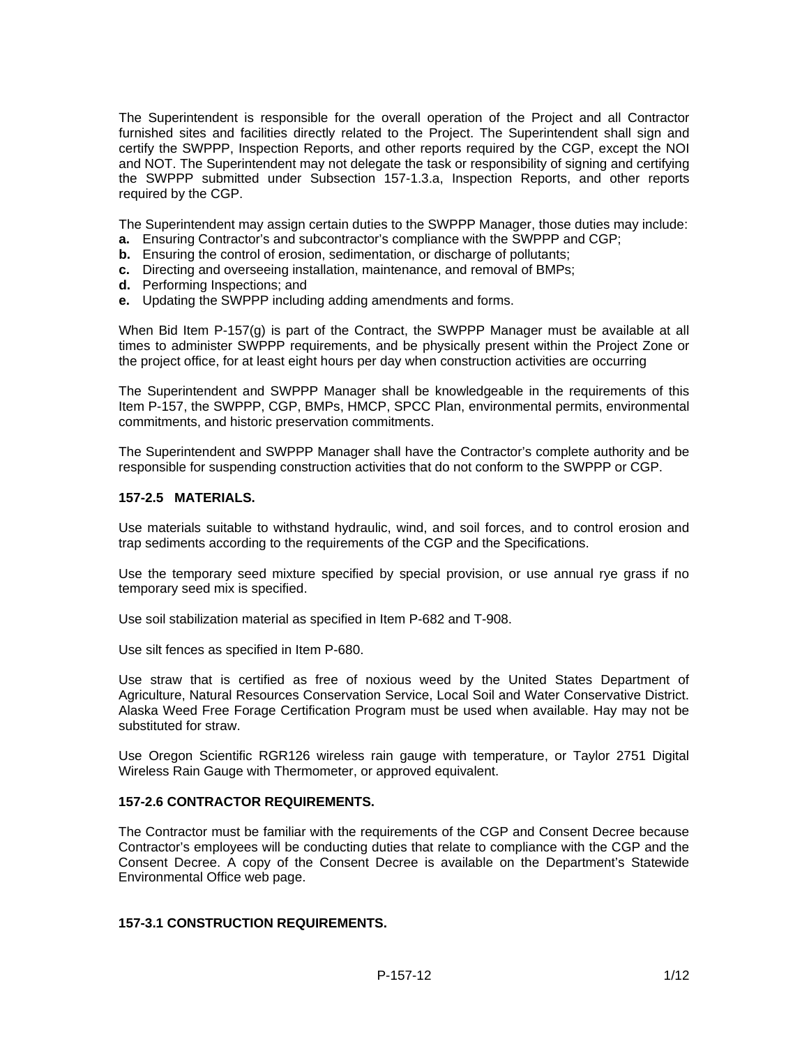The Superintendent is responsible for the overall operation of the Project and all Contractor furnished sites and facilities directly related to the Project. The Superintendent shall sign and certify the SWPPP, Inspection Reports, and other reports required by the CGP, except the NOI and NOT. The Superintendent may not delegate the task or responsibility of signing and certifying the SWPPP submitted under Subsection 157-1.3.a, Inspection Reports, and other reports required by the CGP.

The Superintendent may assign certain duties to the SWPPP Manager, those duties may include:

**a.** Ensuring Contractor's and subcontractor's compliance with the SWPPP and CGP;
**b.** Ensuring the control of erosion, sedimentation, or discharge of pollutants;
**c.** Directing and overseeing installation, maintenance, and removal of BMPs;
**d.** Performing Inspections; and
**e.** Updating the SWPPP including adding amendments and forms.

When Bid Item P-157(g) is part of the Contract, the SWPPP Manager must be available at all times to administer SWPPP requirements, and be physically present within the Project Zone or the project office, for at least eight hours per day when construction activities are occurring

The Superintendent and SWPPP Manager shall be knowledgeable in the requirements of this Item P-157, the SWPPP, CGP, BMPs, HMCP, SPCC Plan, environmental permits, environmental commitments, and historic preservation commitments.

The Superintendent and SWPPP Manager shall have the Contractor's complete authority and be responsible for suspending construction activities that do not conform to the SWPPP or CGP.

**157-2.5 MATERIALS.**

Use materials suitable to withstand hydraulic, wind, and soil forces, and to control erosion and trap sediments according to the requirements of the CGP and the Specifications.

Use the temporary seed mixture specified by special provision, or use annual rye grass if no temporary seed mix is specified.

Use soil stabilization material as specified in Item P-682 and T-908.

Use silt fences as specified in Item P-680.

Use straw that is certified as free of noxious weed by the United States Department of Agriculture, Natural Resources Conservation Service, Local Soil and Water Conservative District. Alaska Weed Free Forage Certification Program must be used when available. Hay may not be substituted for straw.

Use Oregon Scientific RGR126 wireless rain gauge with temperature, or Taylor 2751 Digital Wireless Rain Gauge with Thermometer, or approved equivalent.

**157-2.6 CONTRACTOR REQUIREMENTS.**

The Contractor must be familiar with the requirements of the CGP and Consent Decree because Contractor's employees will be conducting duties that relate to compliance with the CGP and the Consent Decree. A copy of the Consent Decree is available on the Department's Statewide Environmental Office web page.

**157-3.1 CONSTRUCTION REQUIREMENTS.**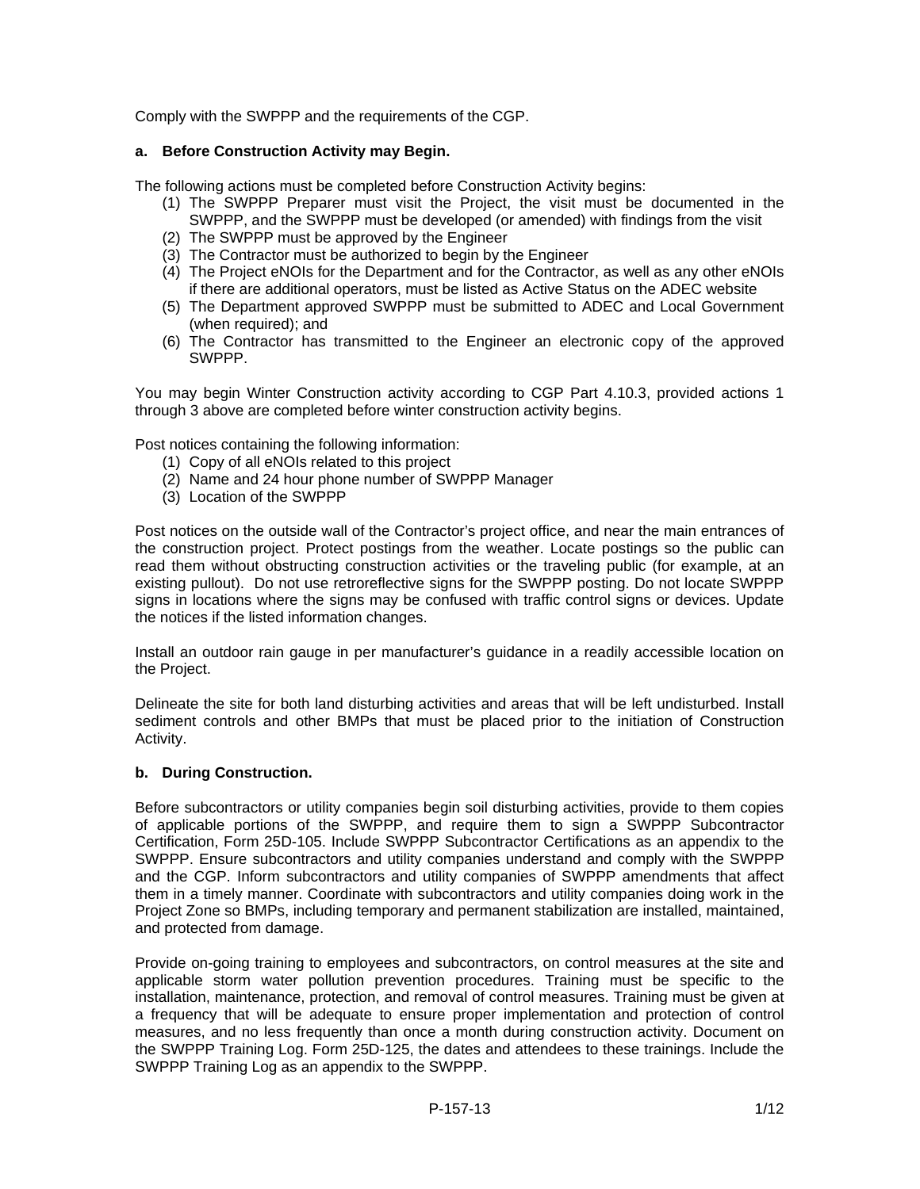Comply with the SWPPP and the requirements of the CGP.

**a. Before Construction Activity may Begin.**

The following actions must be completed before Construction Activity begins:

(1) The SWPPP Preparer must visit the Project, the visit must be documented in the SWPPP, and the SWPPP must be developed (or amended) with findings from the visit
(2) The SWPPP must be approved by the Engineer
(3) The Contractor must be authorized to begin by the Engineer
(4) The Project eNOIs for the Department and for the Contractor, as well as any other eNOIs if there are additional operators, must be listed as Active Status on the ADEC website
(5) The Department approved SWPPP must be submitted to ADEC and Local Government (when required); and
(6) The Contractor has transmitted to the Engineer an electronic copy of the approved SWPPP.

You may begin Winter Construction activity according to CGP Part 4.10.3, provided actions 1 through 3 above are completed before winter construction activity begins.

Post notices containing the following information:

(1) Copy of all eNOIs related to this project
(2) Name and 24 hour phone number of SWPPP Manager
(3) Location of the SWPPP

Post notices on the outside wall of the Contractor's project office, and near the main entrances of the construction project. Protect postings from the weather. Locate postings so the public can read them without obstructing construction activities or the traveling public (for example, at an existing pullout). Do not use retroreflective signs for the SWPPP posting. Do not locate SWPPP signs in locations where the signs may be confused with traffic control signs or devices. Update the notices if the listed information changes.

Install an outdoor rain gauge in per manufacturer's guidance in a readily accessible location on the Project.

Delineate the site for both land disturbing activities and areas that will be left undisturbed. Install sediment controls and other BMPs that must be placed prior to the initiation of Construction Activity.

**b. During Construction.**

Before subcontractors or utility companies begin soil disturbing activities, provide to them copies of applicable portions of the SWPPP, and require them to sign a SWPPP Subcontractor Certification, Form 25D-105. Include SWPPP Subcontractor Certifications as an appendix to the SWPPP. Ensure subcontractors and utility companies understand and comply with the SWPPP and the CGP. Inform subcontractors and utility companies of SWPPP amendments that affect them in a timely manner. Coordinate with subcontractors and utility companies doing work in the Project Zone so BMPs, including temporary and permanent stabilization are installed, maintained, and protected from damage.

Provide on-going training to employees and subcontractors, on control measures at the site and applicable storm water pollution prevention procedures. Training must be specific to the installation, maintenance, protection, and removal of control measures. Training must be given at a frequency that will be adequate to ensure proper implementation and protection of control measures, and no less frequently than once a month during construction activity. Document on the SWPPP Training Log. Form 25D-125, the dates and attendees to these trainings. Include the SWPPP Training Log as an appendix to the SWPPP.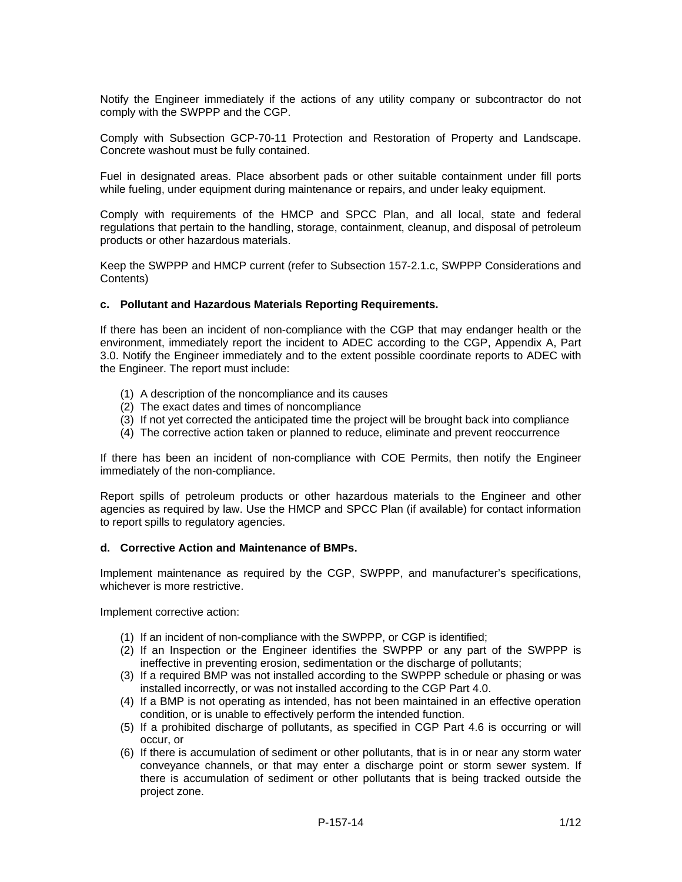Notify the Engineer immediately if the actions of any utility company or subcontractor do not comply with the SWPPP and the CGP.

Comply with Subsection GCP-70-11 Protection and Restoration of Property and Landscape. Concrete washout must be fully contained.

Fuel in designated areas. Place absorbent pads or other suitable containment under fill ports while fueling, under equipment during maintenance or repairs, and under leaky equipment.

Comply with requirements of the HMCP and SPCC Plan, and all local, state and federal regulations that pertain to the handling, storage, containment, cleanup, and disposal of petroleum products or other hazardous materials.

Keep the SWPPP and HMCP current (refer to Subsection 157-2.1.c, SWPPP Considerations and Contents)

**c. Pollutant and Hazardous Materials Reporting Requirements.**

If there has been an incident of non-compliance with the CGP that may endanger health or the environment, immediately report the incident to ADEC according to the CGP, Appendix A, Part 3.0. Notify the Engineer immediately and to the extent possible coordinate reports to ADEC with the Engineer. The report must include:

(1) A description of the noncompliance and its causes
(2) The exact dates and times of noncompliance
(3) If not yet corrected the anticipated time the project will be brought back into compliance
(4) The corrective action taken or planned to reduce, eliminate and prevent reoccurrence

If there has been an incident of non-compliance with COE Permits, then notify the Engineer immediately of the non-compliance.

Report spills of petroleum products or other hazardous materials to the Engineer and other agencies as required by law. Use the HMCP and SPCC Plan (if available) for contact information to report spills to regulatory agencies.

**d. Corrective Action and Maintenance of BMPs.**

Implement maintenance as required by the CGP, SWPPP, and manufacturer's specifications, whichever is more restrictive.

Implement corrective action:

(1) If an incident of non-compliance with the SWPPP, or CGP is identified;
(2) If an Inspection or the Engineer identifies the SWPPP or any part of the SWPPP is ineffective in preventing erosion, sedimentation or the discharge of pollutants;
(3) If a required BMP was not installed according to the SWPPP schedule or phasing or was installed incorrectly, or was not installed according to the CGP Part 4.0.
(4) If a BMP is not operating as intended, has not been maintained in an effective operation condition, or is unable to effectively perform the intended function.
(5) If a prohibited discharge of pollutants, as specified in CGP Part 4.6 is occurring or will occur, or
(6) If there is accumulation of sediment or other pollutants, that is in or near any storm water conveyance channels, or that may enter a discharge point or storm sewer system. If there is accumulation of sediment or other pollutants that is being tracked outside the project zone.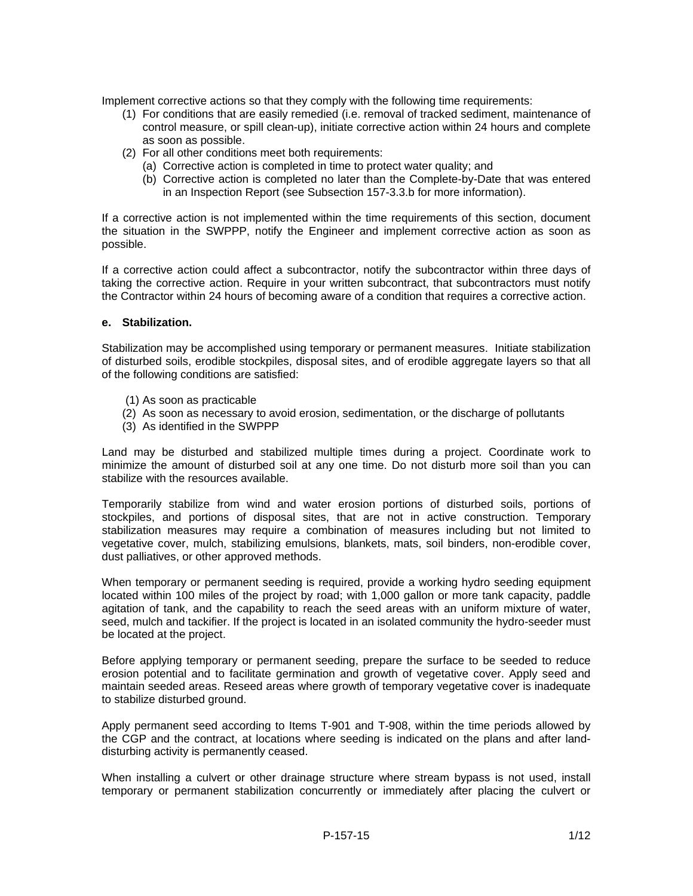Implement corrective actions so that they comply with the following time requirements:

(1) For conditions that are easily remedied (i.e. removal of tracked sediment, maintenance of control measure, or spill clean-up), initiate corrective action within 24 hours and complete as soon as possible.

(2) For all other conditions meet both requirements:

   (a) Corrective action is completed in time to protect water quality; and

   (b) Corrective action is completed no later than the Complete-by-Date that was entered in an Inspection Report (see Subsection 157-3.3.b for more information).

If a corrective action is not implemented within the time requirements of this section, document the situation in the SWPPP, notify the Engineer and implement corrective action as soon as possible.

If a corrective action could affect a subcontractor, notify the subcontractor within three days of taking the corrective action. Require in your written subcontract, that subcontractors must notify the Contractor within 24 hours of becoming aware of a condition that requires a corrective action.

**e. Stabilization.**

Stabilization may be accomplished using temporary or permanent measures. Initiate stabilization of disturbed soils, erodible stockpiles, disposal sites, and of erodible aggregate layers so that all of the following conditions are satisfied:

(1) As soon as practicable

(2) As soon as necessary to avoid erosion, sedimentation, or the discharge of pollutants

(3) As identified in the SWPPP

Land may be disturbed and stabilized multiple times during a project. Coordinate work to minimize the amount of disturbed soil at any one time. Do not disturb more soil than you can stabilize with the resources available.

Temporarily stabilize from wind and water erosion portions of disturbed soils, portions of stockpiles, and portions of disposal sites, that are not in active construction. Temporary stabilization measures may require a combination of measures including but not limited to vegetative cover, mulch, stabilizing emulsions, blankets, mats, soil binders, non-erodible cover, dust palliatives, or other approved methods.

When temporary or permanent seeding is required, provide a working hydro seeding equipment located within 100 miles of the project by road; with 1,000 gallon or more tank capacity, paddle agitation of tank, and the capability to reach the seed areas with an uniform mixture of water, seed, mulch and tackifier. If the project is located in an isolated community the hydro-seeder must be located at the project.

Before applying temporary or permanent seeding, prepare the surface to be seeded to reduce erosion potential and to facilitate germination and growth of vegetative cover. Apply seed and maintain seeded areas. Reseed areas where growth of temporary vegetative cover is inadequate to stabilize disturbed ground.

Apply permanent seed according to Items T-901 and T-908, within the time periods allowed by the CGP and the contract, at locations where seeding is indicated on the plans and after land-disturbing activity is permanently ceased.

When installing a culvert or other drainage structure where stream bypass is not used, install temporary or permanent stabilization concurrently or immediately after placing the culvert or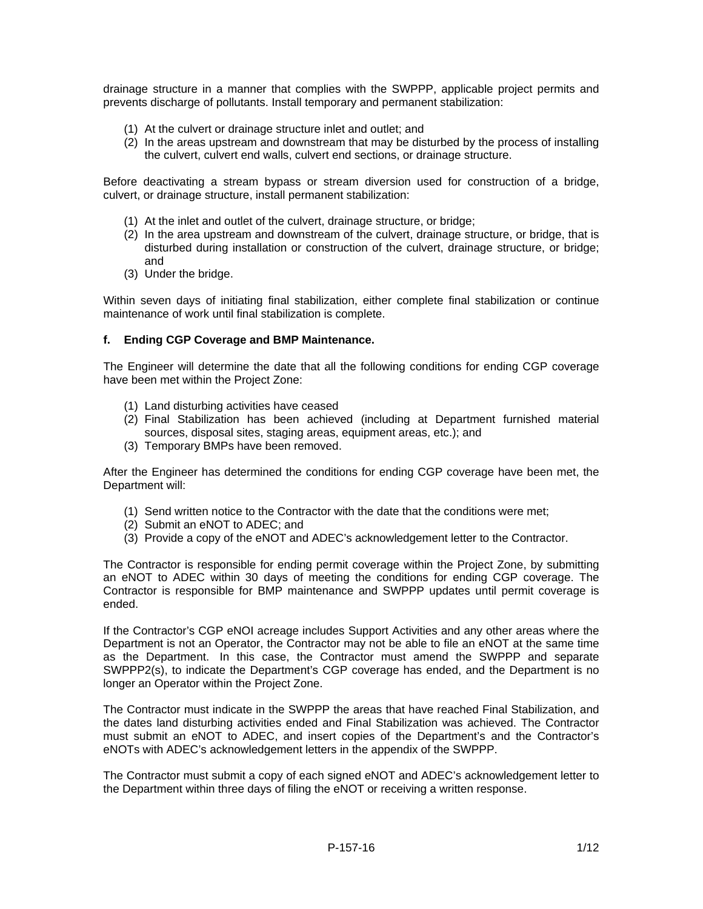drainage structure in a manner that complies with the SWPPP, applicable project permits and prevents discharge of pollutants. Install temporary and permanent stabilization:

(1) At the culvert or drainage structure inlet and outlet; and
(2) In the areas upstream and downstream that may be disturbed by the process of installing the culvert, culvert end walls, culvert end sections, or drainage structure.

Before deactivating a stream bypass or stream diversion used for construction of a bridge, culvert, or drainage structure, install permanent stabilization:

(1) At the inlet and outlet of the culvert, drainage structure, or bridge;
(2) In the area upstream and downstream of the culvert, drainage structure, or bridge, that is disturbed during installation or construction of the culvert, drainage structure, or bridge; and
(3) Under the bridge.

Within seven days of initiating final stabilization, either complete final stabilization or continue maintenance of work until final stabilization is complete.

**f. Ending CGP Coverage and BMP Maintenance.**

The Engineer will determine the date that all the following conditions for ending CGP coverage have been met within the Project Zone:

(1) Land disturbing activities have ceased
(2) Final Stabilization has been achieved (including at Department furnished material sources, disposal sites, staging areas, equipment areas, etc.); and
(3) Temporary BMPs have been removed.

After the Engineer has determined the conditions for ending CGP coverage have been met, the Department will:

(1) Send written notice to the Contractor with the date that the conditions were met;
(2) Submit an eNOT to ADEC; and
(3) Provide a copy of the eNOT and ADEC's acknowledgement letter to the Contractor.

The Contractor is responsible for ending permit coverage within the Project Zone, by submitting an eNOT to ADEC within 30 days of meeting the conditions for ending CGP coverage. The Contractor is responsible for BMP maintenance and SWPPP updates until permit coverage is ended.

If the Contractor's CGP eNOI acreage includes Support Activities and any other areas where the Department is not an Operator, the Contractor may not be able to file an eNOT at the same time as the Department. In this case, the Contractor must amend the SWPPP and separate SWPPP2(s), to indicate the Department's CGP coverage has ended, and the Department is no longer an Operator within the Project Zone.

The Contractor must indicate in the SWPPP the areas that have reached Final Stabilization, and the dates land disturbing activities ended and Final Stabilization was achieved. The Contractor must submit an eNOT to ADEC, and insert copies of the Department's and the Contractor's eNOTs with ADEC's acknowledgement letters in the appendix of the SWPPP.

The Contractor must submit a copy of each signed eNOT and ADEC's acknowledgement letter to the Department within three days of filing the eNOT or receiving a written response.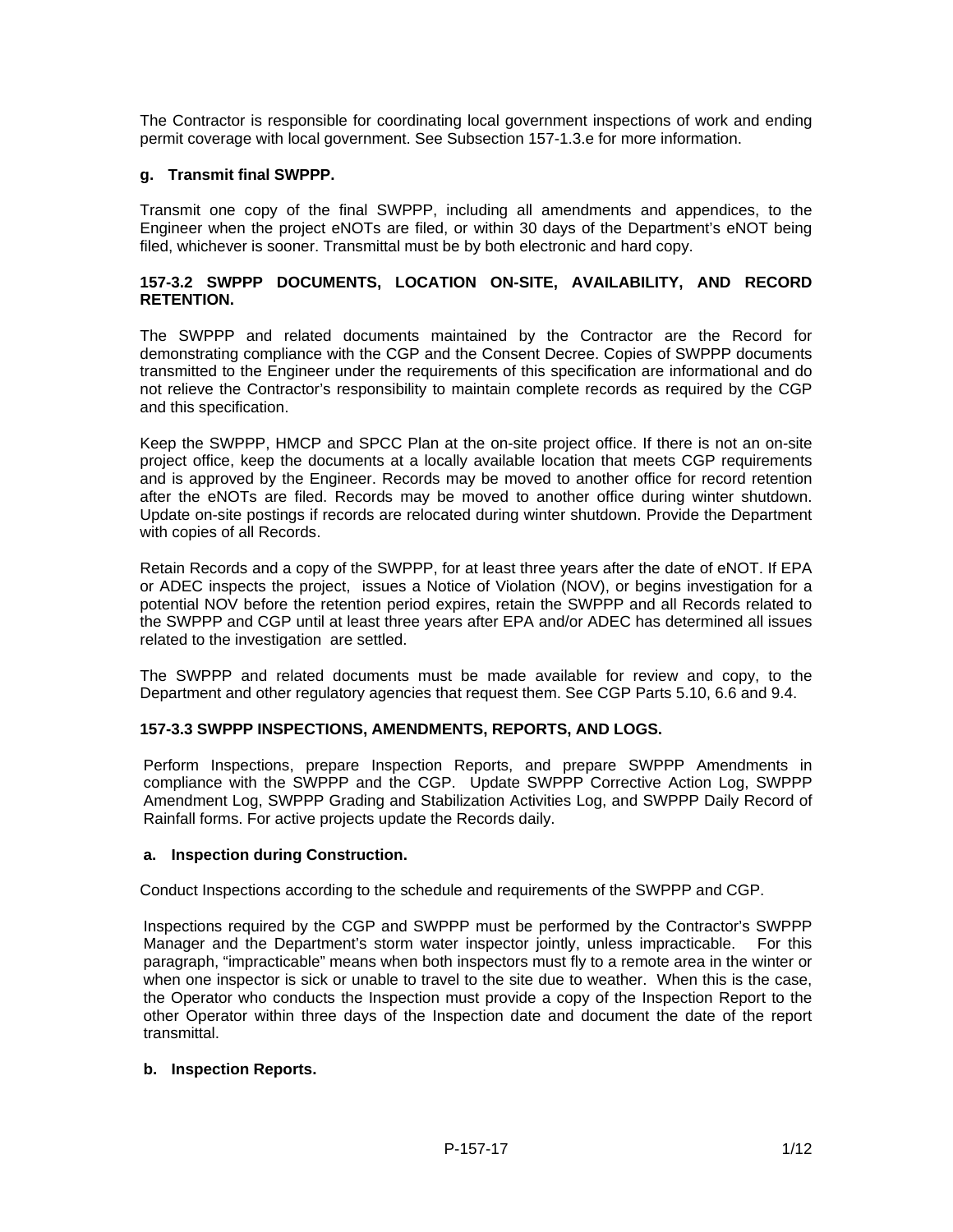The Contractor is responsible for coordinating local government inspections of work and ending permit coverage with local government. See Subsection 157-1.3.e for more information.

**g. Transmit final SWPPP.**

Transmit one copy of the final SWPPP, including all amendments and appendices, to the Engineer when the project eNOTs are filed, or within 30 days of the Department's eNOT being filed, whichever is sooner. Transmittal must be by both electronic and hard copy.

**157-3.2 SWPPP DOCUMENTS, LOCATION ON-SITE, AVAILABILITY, AND RECORD RETENTION.**

The SWPPP and related documents maintained by the Contractor are the Record for demonstrating compliance with the CGP and the Consent Decree. Copies of SWPPP documents transmitted to the Engineer under the requirements of this specification are informational and do not relieve the Contractor's responsibility to maintain complete records as required by the CGP and this specification.

Keep the SWPPP, HMCP and SPCC Plan at the on-site project office. If there is not an on-site project office, keep the documents at a locally available location that meets CGP requirements and is approved by the Engineer. Records may be moved to another office for record retention after the eNOTs are filed. Records may be moved to another office during winter shutdown. Update on-site postings if records are relocated during winter shutdown. Provide the Department with copies of all Records.

Retain Records and a copy of the SWPPP, for at least three years after the date of eNOT. If EPA or ADEC inspects the project, issues a Notice of Violation (NOV), or begins investigation for a potential NOV before the retention period expires, retain the SWPPP and all Records related to the SWPPP and CGP until at least three years after EPA and/or ADEC has determined all issues related to the investigation are settled.

The SWPPP and related documents must be made available for review and copy, to the Department and other regulatory agencies that request them. See CGP Parts 5.10, 6.6 and 9.4.

**157-3.3 SWPPP INSPECTIONS, AMENDMENTS, REPORTS, AND LOGS.**

Perform Inspections, prepare Inspection Reports, and prepare SWPPP Amendments in compliance with the SWPPP and the CGP. Update SWPPP Corrective Action Log, SWPPP Amendment Log, SWPPP Grading and Stabilization Activities Log, and SWPPP Daily Record of Rainfall forms. For active projects update the Records daily.

**a. Inspection during Construction.**

Conduct Inspections according to the schedule and requirements of the SWPPP and CGP.

Inspections required by the CGP and SWPPP must be performed by the Contractor's SWPPP Manager and the Department's storm water inspector jointly, unless impracticable. For this paragraph, "impracticable" means when both inspectors must fly to a remote area in the winter or when one inspector is sick or unable to travel to the site due to weather. When this is the case, the Operator who conducts the Inspection must provide a copy of the Inspection Report to the other Operator within three days of the Inspection date and document the date of the report transmittal.

**b. Inspection Reports.**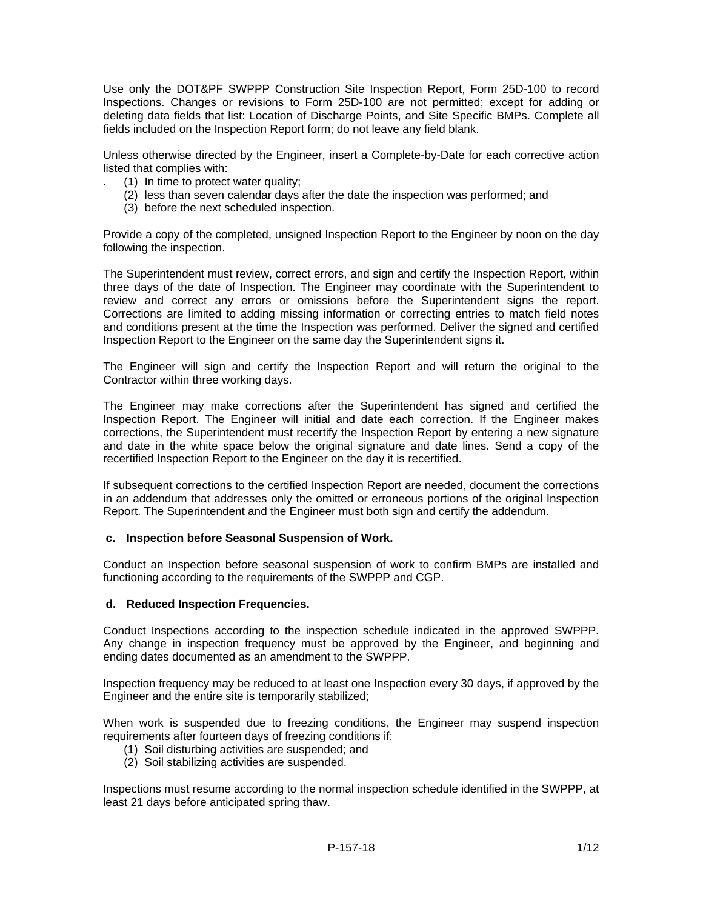Use only the DOT&PF SWPPP Construction Site Inspection Report, Form 25D-100 to record Inspections. Changes or revisions to Form 25D-100 are not permitted; except for adding or deleting data fields that list: Location of Discharge Points, and Site Specific BMPs. Complete all fields included on the Inspection Report form; do not leave any field blank.

Unless otherwise directed by the Engineer, insert a Complete-by-Date for each corrective action listed that complies with:

(1) In time to protect water quality;
(2) less than seven calendar days after the date the inspection was performed; and
(3) before the next scheduled inspection.

Provide a copy of the completed, unsigned Inspection Report to the Engineer by noon on the day following the inspection.

The Superintendent must review, correct errors, and sign and certify the Inspection Report, within three days of the date of Inspection. The Engineer may coordinate with the Superintendent to review and correct any errors or omissions before the Superintendent signs the report. Corrections are limited to adding missing information or correcting entries to match field notes and conditions present at the time the Inspection was performed. Deliver the signed and certified Inspection Report to the Engineer on the same day the Superintendent signs it.

The Engineer will sign and certify the Inspection Report and will return the original to the Contractor within three working days.

The Engineer may make corrections after the Superintendent has signed and certified the Inspection Report. The Engineer will initial and date each correction. If the Engineer makes corrections, the Superintendent must recertify the Inspection Report by entering a new signature and date in the white space below the original signature and date lines. Send a copy of the recertified Inspection Report to the Engineer on the day it is recertified.

If subsequent corrections to the certified Inspection Report are needed, document the corrections in an addendum that addresses only the omitted or erroneous portions of the original Inspection Report. The Superintendent and the Engineer must both sign and certify the addendum.

**c. Inspection before Seasonal Suspension of Work.**

Conduct an Inspection before seasonal suspension of work to confirm BMPs are installed and functioning according to the requirements of the SWPPP and CGP.

**d. Reduced Inspection Frequencies.**

Conduct Inspections according to the inspection schedule indicated in the approved SWPPP. Any change in inspection frequency must be approved by the Engineer, and beginning and ending dates documented as an amendment to the SWPPP.

Inspection frequency may be reduced to at least one Inspection every 30 days, if approved by the Engineer and the entire site is temporarily stabilized;

When work is suspended due to freezing conditions, the Engineer may suspend inspection requirements after fourteen days of freezing conditions if:

(1) Soil disturbing activities are suspended; and
(2) Soil stabilizing activities are suspended.

Inspections must resume according to the normal inspection schedule identified in the SWPPP, at least 21 days before anticipated spring thaw.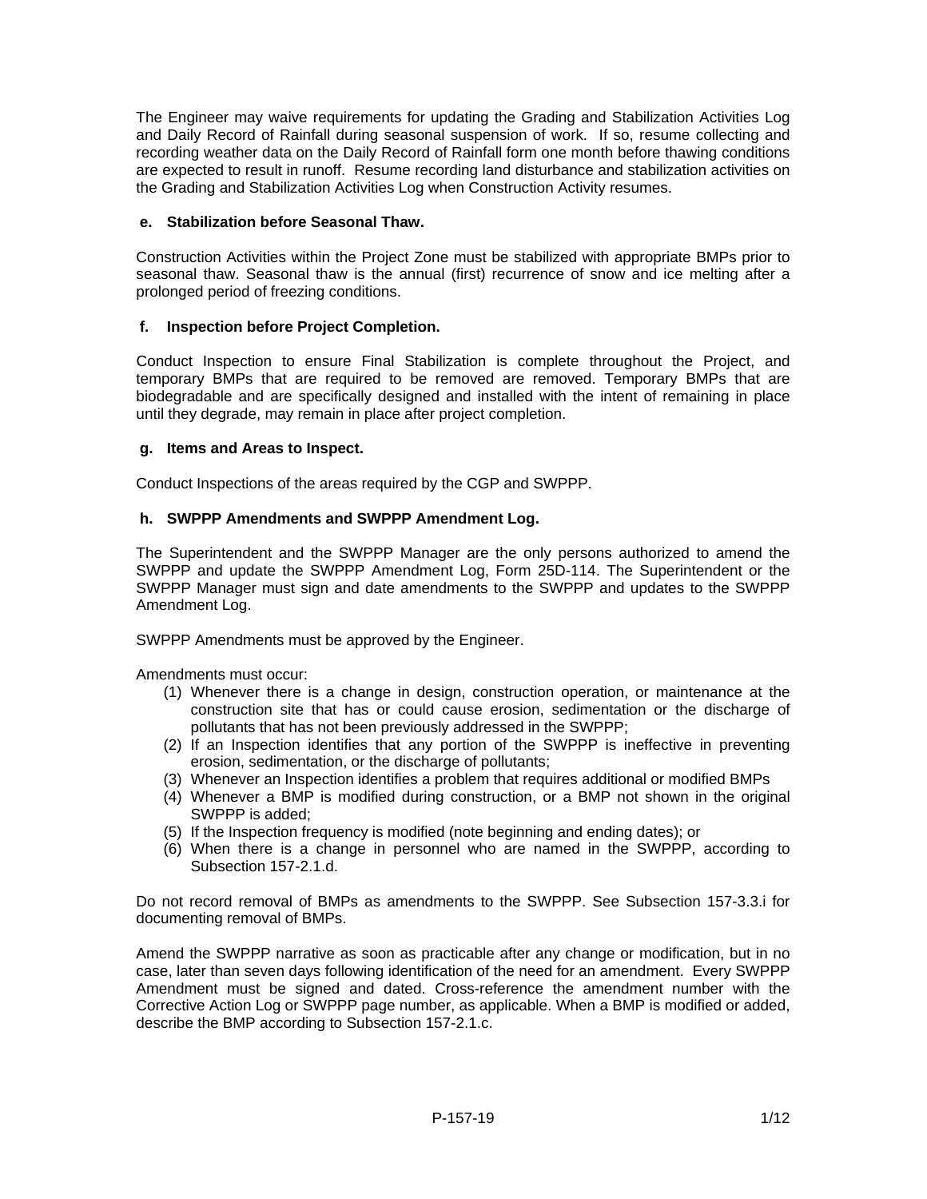The Engineer may waive requirements for updating the Grading and Stabilization Activities Log and Daily Record of Rainfall during seasonal suspension of work. If so, resume collecting and recording weather data on the Daily Record of Rainfall form one month before thawing conditions are expected to result in runoff. Resume recording land disturbance and stabilization activities on the Grading and Stabilization Activities Log when Construction Activity resumes.

**e. Stabilization before Seasonal Thaw.**

Construction Activities within the Project Zone must be stabilized with appropriate BMPs prior to seasonal thaw. Seasonal thaw is the annual (first) recurrence of snow and ice melting after a prolonged period of freezing conditions.

**f. Inspection before Project Completion.**

Conduct Inspection to ensure Final Stabilization is complete throughout the Project, and temporary BMPs that are required to be removed are removed. Temporary BMPs that are biodegradable and are specifically designed and installed with the intent of remaining in place until they degrade, may remain in place after project completion.

**g. Items and Areas to Inspect.**

Conduct Inspections of the areas required by the CGP and SWPPP.

**h. SWPPP Amendments and SWPPP Amendment Log.**

The Superintendent and the SWPPP Manager are the only persons authorized to amend the SWPPP and update the SWPPP Amendment Log, Form 25D-114. The Superintendent or the SWPPP Manager must sign and date amendments to the SWPPP and updates to the SWPPP Amendment Log.

SWPPP Amendments must be approved by the Engineer.

Amendments must occur:

(1) Whenever there is a change in design, construction operation, or maintenance at the construction site that has or could cause erosion, sedimentation or the discharge of pollutants that has not been previously addressed in the SWPPP;
(2) If an Inspection identifies that any portion of the SWPPP is ineffective in preventing erosion, sedimentation, or the discharge of pollutants;
(3) Whenever an Inspection identifies a problem that requires additional or modified BMPs
(4) Whenever a BMP is modified during construction, or a BMP not shown in the original SWPPP is added;
(5) If the Inspection frequency is modified (note beginning and ending dates); or
(6) When there is a change in personnel who are named in the SWPPP, according to Subsection 157-2.1.d.

Do not record removal of BMPs as amendments to the SWPPP. See Subsection 157-3.3.i for documenting removal of BMPs.

Amend the SWPPP narrative as soon as practicable after any change or modification, but in no case, later than seven days following identification of the need for an amendment. Every SWPPP Amendment must be signed and dated. Cross-reference the amendment number with the Corrective Action Log or SWPPP page number, as applicable. When a BMP is modified or added, describe the BMP according to Subsection 157-2.1.c.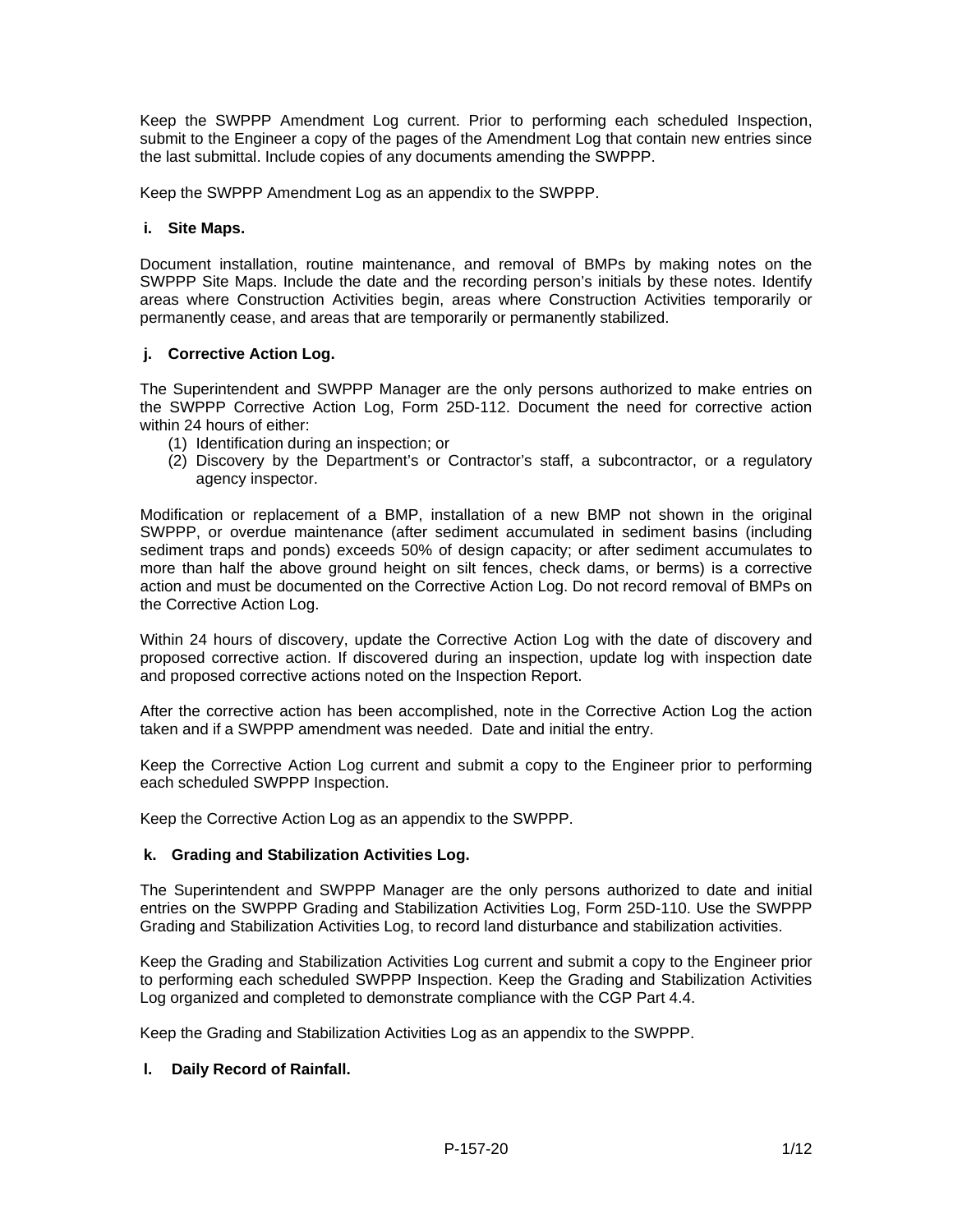Keep the SWPPP Amendment Log current. Prior to performing each scheduled Inspection, submit to the Engineer a copy of the pages of the Amendment Log that contain new entries since the last submittal. Include copies of any documents amending the SWPPP.

Keep the SWPPP Amendment Log as an appendix to the SWPPP.

**i. Site Maps.**

Document installation, routine maintenance, and removal of BMPs by making notes on the SWPPP Site Maps. Include the date and the recording person's initials by these notes. Identify areas where Construction Activities begin, areas where Construction Activities temporarily or permanently cease, and areas that are temporarily or permanently stabilized.

**j. Corrective Action Log.**

The Superintendent and SWPPP Manager are the only persons authorized to make entries on the SWPPP Corrective Action Log, Form 25D-112. Document the need for corrective action within 24 hours of either:

(1) Identification during an inspection; or
(2) Discovery by the Department's or Contractor's staff, a subcontractor, or a regulatory agency inspector.

Modification or replacement of a BMP, installation of a new BMP not shown in the original SWPPP, or overdue maintenance (after sediment accumulated in sediment basins (including sediment traps and ponds) exceeds 50% of design capacity; or after sediment accumulates to more than half the above ground height on silt fences, check dams, or berms) is a corrective action and must be documented on the Corrective Action Log. Do not record removal of BMPs on the Corrective Action Log.

Within 24 hours of discovery, update the Corrective Action Log with the date of discovery and proposed corrective action. If discovered during an inspection, update log with inspection date and proposed corrective actions noted on the Inspection Report.

After the corrective action has been accomplished, note in the Corrective Action Log the action taken and if a SWPPP amendment was needed. Date and initial the entry.

Keep the Corrective Action Log current and submit a copy to the Engineer prior to performing each scheduled SWPPP Inspection.

Keep the Corrective Action Log as an appendix to the SWPPP.

**k. Grading and Stabilization Activities Log.**

The Superintendent and SWPPP Manager are the only persons authorized to date and initial entries on the SWPPP Grading and Stabilization Activities Log, Form 25D-110. Use the SWPPP Grading and Stabilization Activities Log, to record land disturbance and stabilization activities.

Keep the Grading and Stabilization Activities Log current and submit a copy to the Engineer prior to performing each scheduled SWPPP Inspection. Keep the Grading and Stabilization Activities Log organized and completed to demonstrate compliance with the CGP Part 4.4.

Keep the Grading and Stabilization Activities Log as an appendix to the SWPPP.

**l. Daily Record of Rainfall.**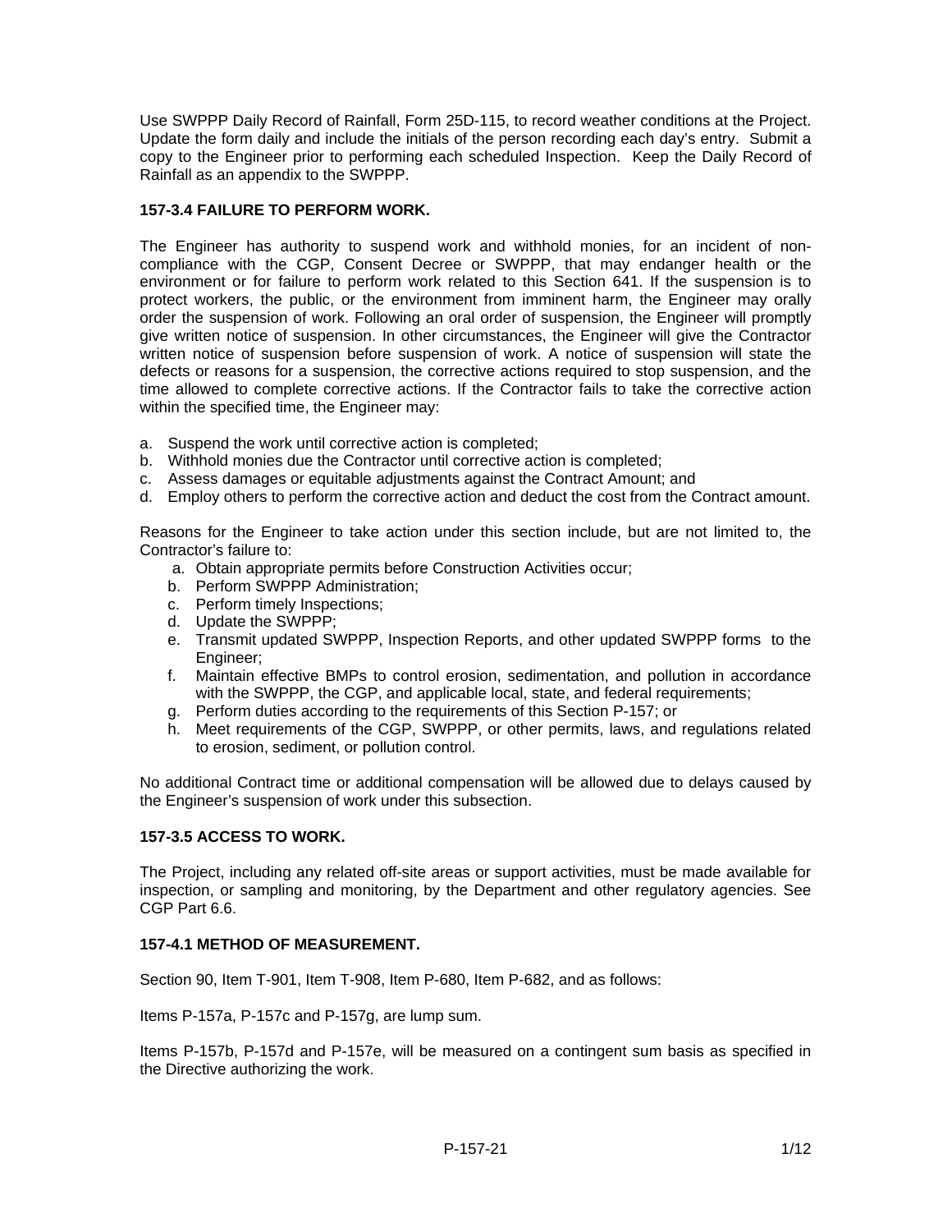Use SWPPP Daily Record of Rainfall, Form 25D-115, to record weather conditions at the Project. Update the form daily and include the initials of the person recording each day's entry. Submit a copy to the Engineer prior to performing each scheduled Inspection. Keep the Daily Record of Rainfall as an appendix to the SWPPP.

**157-3.4 FAILURE TO PERFORM WORK.**

The Engineer has authority to suspend work and withhold monies, for an incident of non-compliance with the CGP, Consent Decree or SWPPP, that may endanger health or the environment or for failure to perform work related to this Section 641. If the suspension is to protect workers, the public, or the environment from imminent harm, the Engineer may orally order the suspension of work. Following an oral order of suspension, the Engineer will promptly give written notice of suspension. In other circumstances, the Engineer will give the Contractor written notice of suspension before suspension of work. A notice of suspension will state the defects or reasons for a suspension, the corrective actions required to stop suspension, and the time allowed to complete corrective actions. If the Contractor fails to take the corrective action within the specified time, the Engineer may:

a. Suspend the work until corrective action is completed;
b. Withhold monies due the Contractor until corrective action is completed;
c. Assess damages or equitable adjustments against the Contract Amount; and
d. Employ others to perform the corrective action and deduct the cost from the Contract amount.

Reasons for the Engineer to take action under this section include, but are not limited to, the Contractor's failure to:

a. Obtain appropriate permits before Construction Activities occur;
b. Perform SWPPP Administration;
c. Perform timely Inspections;
d. Update the SWPPP;
e. Transmit updated SWPPP, Inspection Reports, and other updated SWPPP forms to the Engineer;
f. Maintain effective BMPs to control erosion, sedimentation, and pollution in accordance with the SWPPP, the CGP, and applicable local, state, and federal requirements;
g. Perform duties according to the requirements of this Section P-157; or
h. Meet requirements of the CGP, SWPPP, or other permits, laws, and regulations related to erosion, sediment, or pollution control.

No additional Contract time or additional compensation will be allowed due to delays caused by the Engineer's suspension of work under this subsection.

**157-3.5 ACCESS TO WORK.**

The Project, including any related off-site areas or support activities, must be made available for inspection, or sampling and monitoring, by the Department and other regulatory agencies. See CGP Part 6.6.

**157-4.1 METHOD OF MEASUREMENT.**

Section 90, Item T-901, Item T-908, Item P-680, Item P-682, and as follows:

Items P-157a, P-157c and P-157g, are lump sum.

Items P-157b, P-157d and P-157e, will be measured on a contingent sum basis as specified in the Directive authorizing the work.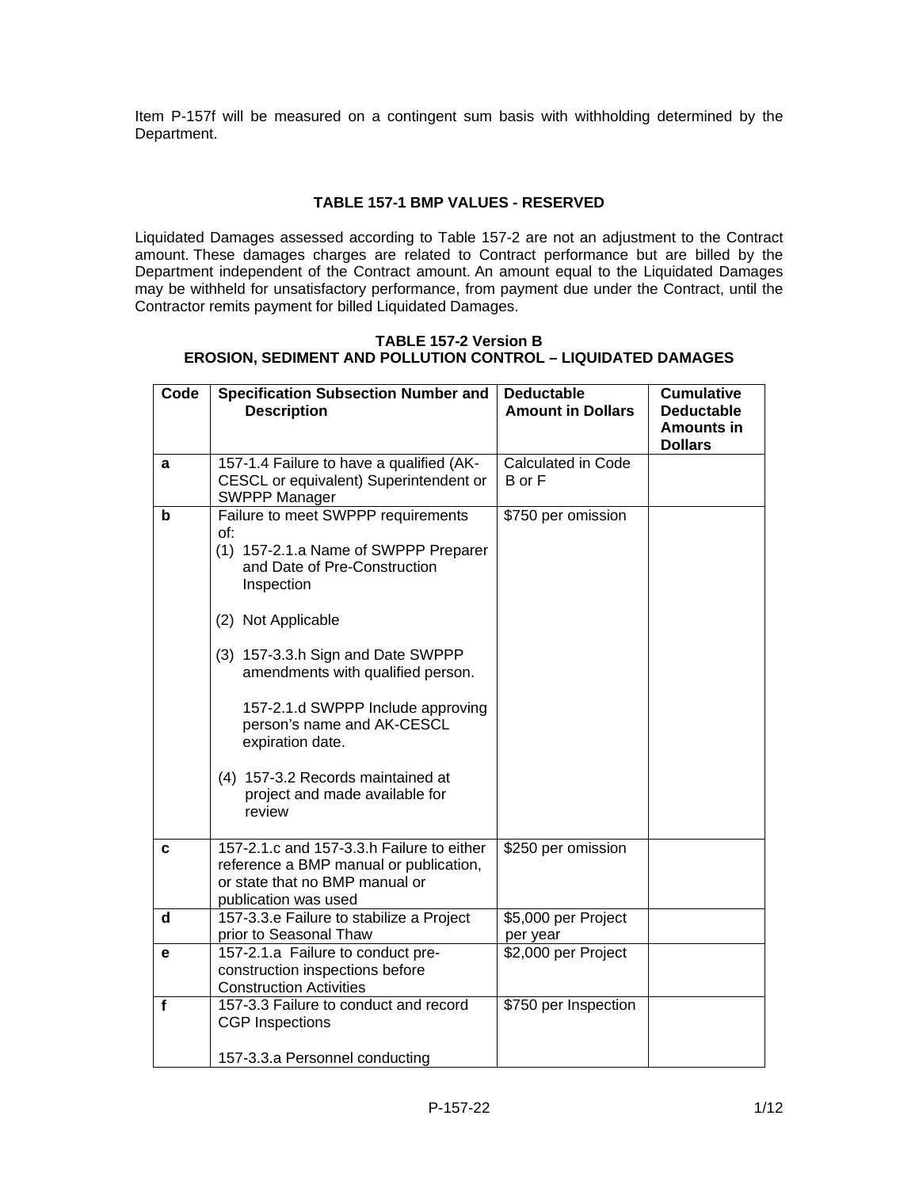Item P-157f will be measured on a contingent sum basis with withholding determined by the Department.

**TABLE 157-1 BMP VALUES - RESERVED**

Liquidated Damages assessed according to Table 157-2 are not an adjustment to the Contract amount. These damages charges are related to Contract performance but are billed by the Department independent of the Contract amount. An amount equal to the Liquidated Damages may be withheld for unsatisfactory performance, from payment due under the Contract, until the Contractor remits payment for billed Liquidated Damages.

**TABLE 157-2 Version B**
**EROSION, SEDIMENT AND POLLUTION CONTROL – LIQUIDATED DAMAGES**

| Code | Specification Subsection Number and Description | Deductable Amount in Dollars | Cumulative Deductable Amounts in Dollars |
|---|---|---|---|
| a | 157-1.4 Failure to have a qualified (AK-CESCL or equivalent) Superintendent or SWPPP Manager | Calculated in Code B or F | |
| b | Failure to meet SWPPP requirements of:<br>(1) 157-2.1.a Name of SWPPP Preparer and Date of Pre-Construction Inspection<br><br>(2) Not Applicable<br><br>(3) 157-3.3.h Sign and Date SWPPP amendments with qualified person.<br><br>157-2.1.d SWPPP Include approving person's name and AK-CESCL expiration date.<br><br>(4) 157-3.2 Records maintained at project and made available for review | $750 per omission | |
| c | 157-2.1.c and 157-3.3.h Failure to either reference a BMP manual or publication, or state that no BMP manual or publication was used | $250 per omission | |
| d | 157-3.3.e Failure to stabilize a Project prior to Seasonal Thaw | $5,000 per Project per year | |
| e | 157-2.1.a Failure to conduct pre-construction inspections before Construction Activities | $2,000 per Project | |
| f | 157-3.3 Failure to conduct and record CGP Inspections<br><br>157-3.3.a Personnel conducting | $750 per Inspection | |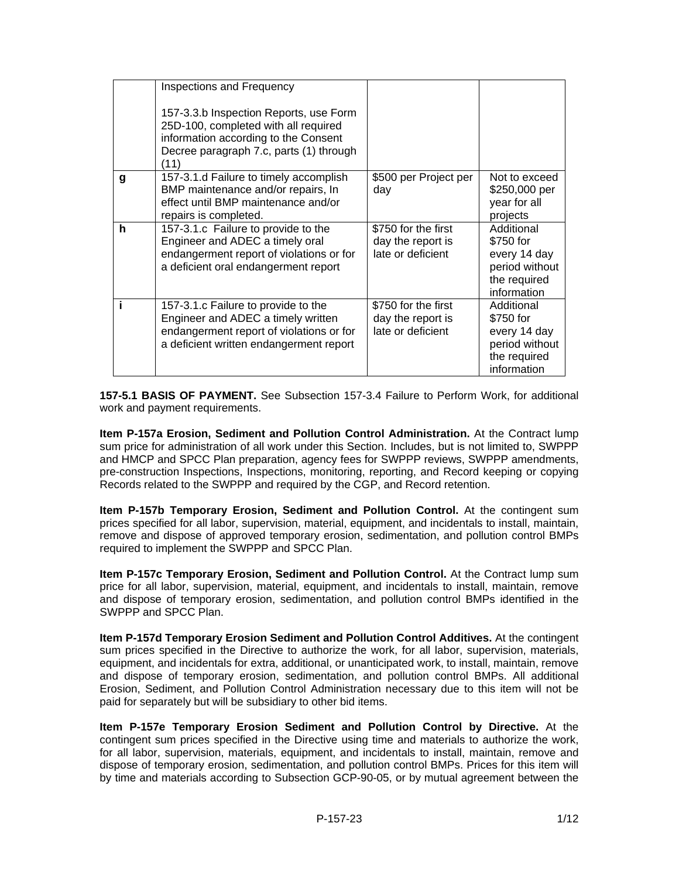| | | | |
|---|---|---|---|
| | Inspections and Frequency<br><br>157-3.3.b Inspection Reports, use Form 25D-100, completed with all required information according to the Consent Decree paragraph 7.c, parts (1) through (11) | | |
| **g** | 157-3.1.d Failure to timely accomplish BMP maintenance and/or repairs, In effect until BMP maintenance and/or repairs is completed. | $500 per Project per day | Not to exceed $250,000 per year for all projects |
| **h** | 157-3.1.c Failure to provide to the Engineer and ADEC a timely oral endangerment report of violations or for a deficient oral endangerment report | $750 for the first day the report is late or deficient | Additional $750 for every 14 day period without the required information |
| **i** | 157-3.1.c Failure to provide to the Engineer and ADEC a timely written endangerment report of violations or for a deficient written endangerment report | $750 for the first day the report is late or deficient | Additional $750 for every 14 day period without the required information |

**157-5.1 BASIS OF PAYMENT.** See Subsection 157-3.4 Failure to Perform Work, for additional work and payment requirements.

**Item P-157a Erosion, Sediment and Pollution Control Administration.** At the Contract lump sum price for administration of all work under this Section. Includes, but is not limited to, SWPPP and HMCP and SPCC Plan preparation, agency fees for SWPPP reviews, SWPPP amendments, pre-construction Inspections, Inspections, monitoring, reporting, and Record keeping or copying Records related to the SWPPP and required by the CGP, and Record retention.

**Item P-157b Temporary Erosion, Sediment and Pollution Control.** At the contingent sum prices specified for all labor, supervision, material, equipment, and incidentals to install, maintain, remove and dispose of approved temporary erosion, sedimentation, and pollution control BMPs required to implement the SWPPP and SPCC Plan.

**Item P-157c Temporary Erosion, Sediment and Pollution Control.** At the Contract lump sum price for all labor, supervision, material, equipment, and incidentals to install, maintain, remove and dispose of temporary erosion, sedimentation, and pollution control BMPs identified in the SWPPP and SPCC Plan.

**Item P-157d Temporary Erosion Sediment and Pollution Control Additives.** At the contingent sum prices specified in the Directive to authorize the work, for all labor, supervision, materials, equipment, and incidentals for extra, additional, or unanticipated work, to install, maintain, remove and dispose of temporary erosion, sedimentation, and pollution control BMPs. All additional Erosion, Sediment, and Pollution Control Administration necessary due to this item will not be paid for separately but will be subsidiary to other bid items.

**Item P-157e Temporary Erosion Sediment and Pollution Control by Directive.** At the contingent sum prices specified in the Directive using time and materials to authorize the work, for all labor, supervision, materials, equipment, and incidentals to install, maintain, remove and dispose of temporary erosion, sedimentation, and pollution control BMPs. Prices for this item will by time and materials according to Subsection GCP-90-05, or by mutual agreement between the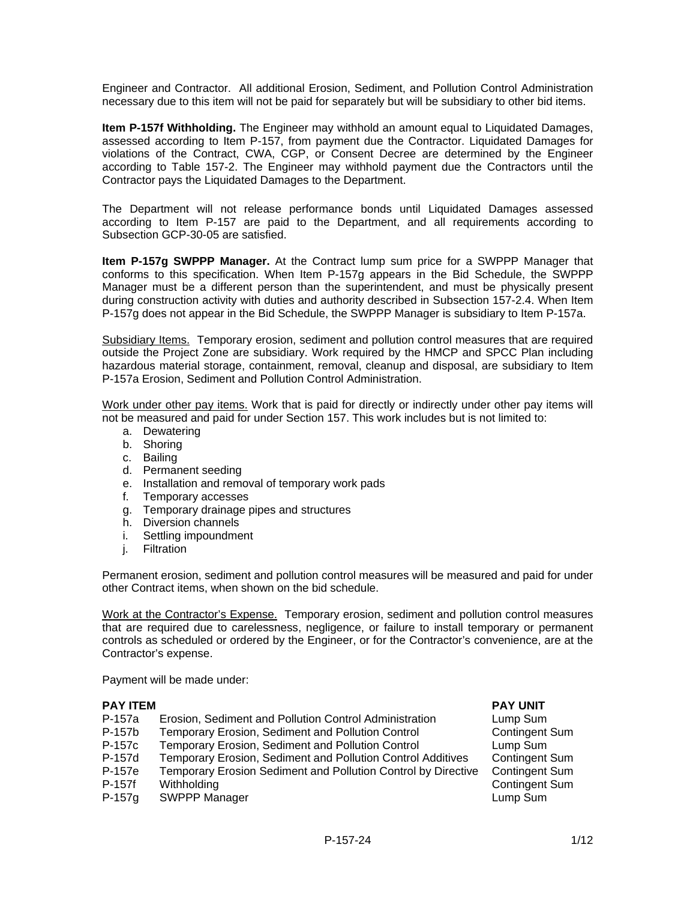Engineer and Contractor. All additional Erosion, Sediment, and Pollution Control Administration necessary due to this item will not be paid for separately but will be subsidiary to other bid items.

**Item P-157f Withholding.** The Engineer may withhold an amount equal to Liquidated Damages, assessed according to Item P-157, from payment due the Contractor. Liquidated Damages for violations of the Contract, CWA, CGP, or Consent Decree are determined by the Engineer according to Table 157-2. The Engineer may withhold payment due the Contractors until the Contractor pays the Liquidated Damages to the Department.

The Department will not release performance bonds until Liquidated Damages assessed according to Item P-157 are paid to the Department, and all requirements according to Subsection GCP-30-05 are satisfied.

**Item P-157g SWPPP Manager.** At the Contract lump sum price for a SWPPP Manager that conforms to this specification. When Item P-157g appears in the Bid Schedule, the SWPPP Manager must be a different person than the superintendent, and must be physically present during construction activity with duties and authority described in Subsection 157-2.4. When Item P-157g does not appear in the Bid Schedule, the SWPPP Manager is subsidiary to Item P-157a.

Subsidiary Items. Temporary erosion, sediment and pollution control measures that are required outside the Project Zone are subsidiary. Work required by the HMCP and SPCC Plan including hazardous material storage, containment, removal, cleanup and disposal, are subsidiary to Item P-157a Erosion, Sediment and Pollution Control Administration.

Work under other pay items. Work that is paid for directly or indirectly under other pay items will not be measured and paid for under Section 157. This work includes but is not limited to:

a. Dewatering
b. Shoring
c. Bailing
d. Permanent seeding
e. Installation and removal of temporary work pads
f. Temporary accesses
g. Temporary drainage pipes and structures
h. Diversion channels
i. Settling impoundment
j. Filtration

Permanent erosion, sediment and pollution control measures will be measured and paid for under other Contract items, when shown on the bid schedule.

Work at the Contractor's Expense. Temporary erosion, sediment and pollution control measures that are required due to carelessness, negligence, or failure to install temporary or permanent controls as scheduled or ordered by the Engineer, or for the Contractor's convenience, are at the Contractor's expense.

Payment will be made under:

| PAY ITEM | | PAY UNIT |
|---|---|---|
| P-157a | Erosion, Sediment and Pollution Control Administration | Lump Sum |
| P-157b | Temporary Erosion, Sediment and Pollution Control | Contingent Sum |
| P-157c | Temporary Erosion, Sediment and Pollution Control | Lump Sum |
| P-157d | Temporary Erosion, Sediment and Pollution Control Additives | Contingent Sum |
| P-157e | Temporary Erosion Sediment and Pollution Control by Directive | Contingent Sum |
| P-157f | Withholding | Contingent Sum |
| P-157g | SWPPP Manager | Lump Sum |